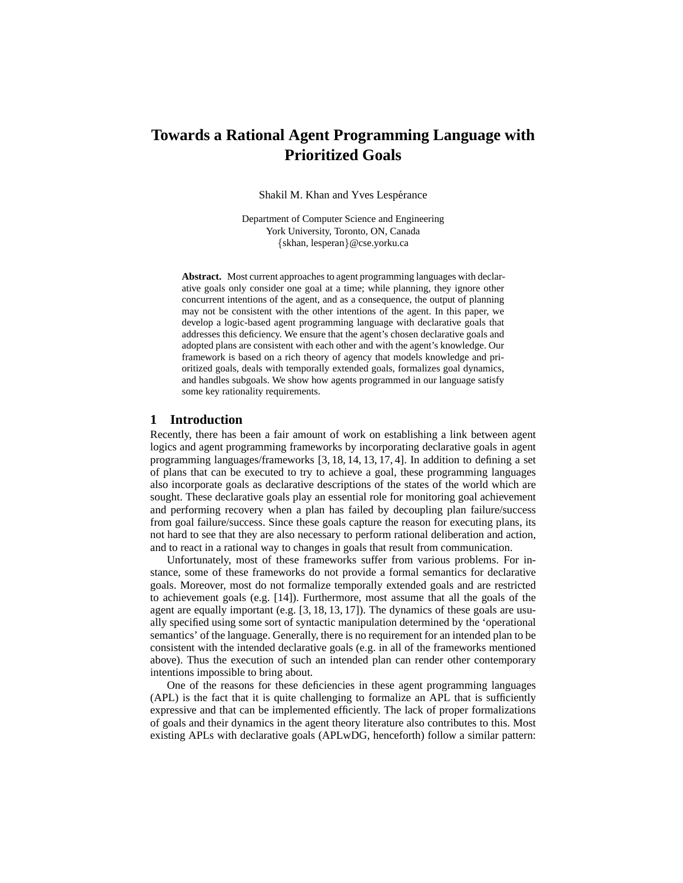# Towards a Rational Agent Programming Language with Prioritized Goals

Shakil M. Khan and Yves Lespérance

Department of Computer Science and Engineering
York University, Toronto, ON, Canada
{skhan, lesperan}@cse.yorku.ca

**Abstract.** Most current approaches to agent programming languages with declarative goals only consider one goal at a time; while planning, they ignore other concurrent intentions of the agent, and as a consequence, the output of planning may not be consistent with the other intentions of the agent. In this paper, we develop a logic-based agent programming language with declarative goals that addresses this deficiency. We ensure that the agent's chosen declarative goals and adopted plans are consistent with each other and with the agent's knowledge. Our framework is based on a rich theory of agency that models knowledge and prioritized goals, deals with temporally extended goals, formalizes goal dynamics, and handles subgoals. We show how agents programmed in our language satisfy some key rationality requirements.

## 1 Introduction

Recently, there has been a fair amount of work on establishing a link between agent logics and agent programming frameworks by incorporating declarative goals in agent programming languages/frameworks [3, 18, 14, 13, 17, 4]. In addition to defining a set of plans that can be executed to try to achieve a goal, these programming languages also incorporate goals as declarative descriptions of the states of the world which are sought. These declarative goals play an essential role for monitoring goal achievement and performing recovery when a plan has failed by decoupling plan failure/success from goal failure/success. Since these goals capture the reason for executing plans, its not hard to see that they are also necessary to perform rational deliberation and action, and to react in a rational way to changes in goals that result from communication.

Unfortunately, most of these frameworks suffer from various problems. For instance, some of these frameworks do not provide a formal semantics for declarative goals. Moreover, most do not formalize temporally extended goals and are restricted to achievement goals (e.g. [14]). Furthermore, most assume that all the goals of the agent are equally important (e.g. [3, 18, 13, 17]). The dynamics of these goals are usually specified using some sort of syntactic manipulation determined by the 'operational semantics' of the language. Generally, there is no requirement for an intended plan to be consistent with the intended declarative goals (e.g. in all of the frameworks mentioned above). Thus the execution of such an intended plan can render other contemporary intentions impossible to bring about.

One of the reasons for these deficiencies in these agent programming languages (APL) is the fact that it is quite challenging to formalize an APL that is sufficiently expressive and that can be implemented efficiently. The lack of proper formalizations of goals and their dynamics in the agent theory literature also contributes to this. Most existing APLs with declarative goals (APLwDG, henceforth) follow a similar pattern: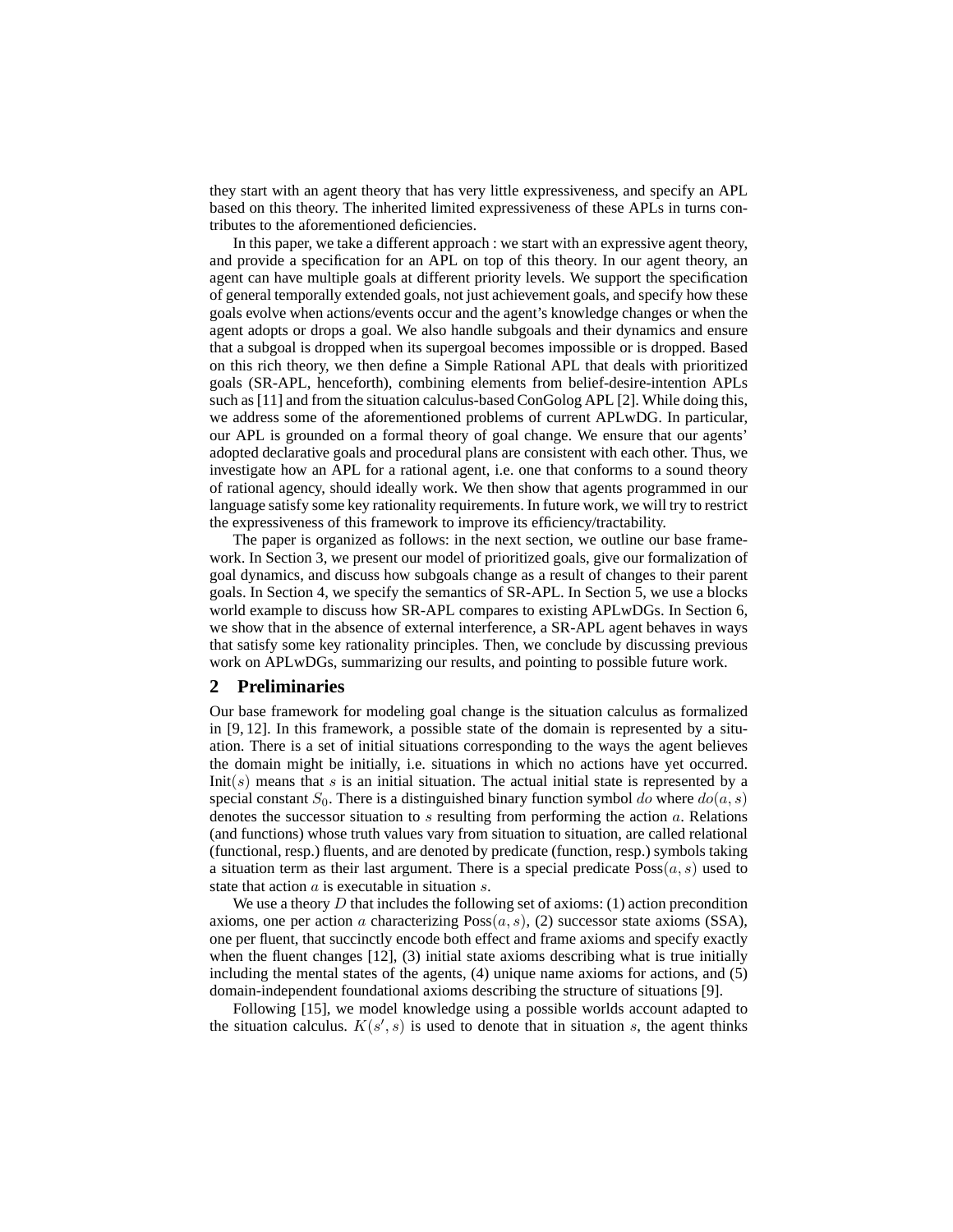they start with an agent theory that has very little expressiveness, and specify an APL based on this theory. The inherited limited expressiveness of these APLs in turns contributes to the aforementioned deficiencies.

In this paper, we take a different approach : we start with an expressive agent theory, and provide a specification for an APL on top of this theory. In our agent theory, an agent can have multiple goals at different priority levels. We support the specification of general temporally extended goals, not just achievement goals, and specify how these goals evolve when actions/events occur and the agent's knowledge changes or when the agent adopts or drops a goal. We also handle subgoals and their dynamics and ensure that a subgoal is dropped when its supergoal becomes impossible or is dropped. Based on this rich theory, we then define a Simple Rational APL that deals with prioritized goals (SR-APL, henceforth), combining elements from belief-desire-intention APLs such as [11] and from the situation calculus-based ConGolog APL [2]. While doing this, we address some of the aforementioned problems of current APLwDG. In particular, our APL is grounded on a formal theory of goal change. We ensure that our agents' adopted declarative goals and procedural plans are consistent with each other. Thus, we investigate how an APL for a rational agent, i.e. one that conforms to a sound theory of rational agency, should ideally work. We then show that agents programmed in our language satisfy some key rationality requirements. In future work, we will try to restrict the expressiveness of this framework to improve its efficiency/tractability.

The paper is organized as follows: in the next section, we outline our base framework. In Section 3, we present our model of prioritized goals, give our formalization of goal dynamics, and discuss how subgoals change as a result of changes to their parent goals. In Section 4, we specify the semantics of SR-APL. In Section 5, we use a blocks world example to discuss how SR-APL compares to existing APLwDGs. In Section 6, we show that in the absence of external interference, a SR-APL agent behaves in ways that satisfy some key rationality principles. Then, we conclude by discussing previous work on APLwDGs, summarizing our results, and pointing to possible future work.

## 2 Preliminaries

Our base framework for modeling goal change is the situation calculus as formalized in [9, 12]. In this framework, a possible state of the domain is represented by a situation. There is a set of initial situations corresponding to the ways the agent believes the domain might be initially, i.e. situations in which no actions have yet occurred. $\mathrm{Init}(s)$ means that $s$ is an initial situation. The actual initial state is represented by a special constant $S_0$. There is a distinguished binary function symbol $do$ where $do(a, s)$ denotes the successor situation to $s$ resulting from performing the action $a$. Relations (and functions) whose truth values vary from situation to situation, are called relational (functional, resp.) fluents, and are denoted by predicate (function, resp.) symbols taking a situation term as their last argument. There is a special predicate $\mathrm{Poss}(a, s)$ used to state that action $a$ is executable in situation $s$.

We use a theory $D$ that includes the following set of axioms: (1) action precondition axioms, one per action $a$ characterizing $\mathrm{Poss}(a, s)$, (2) successor state axioms (SSA), one per fluent, that succinctly encode both effect and frame axioms and specify exactly when the fluent changes [12], (3) initial state axioms describing what is true initially including the mental states of the agents, (4) unique name axioms for actions, and (5) domain-independent foundational axioms describing the structure of situations [9].

Following [15], we model knowledge using a possible worlds account adapted to the situation calculus. $K(s', s)$ is used to denote that in situation $s$, the agent thinks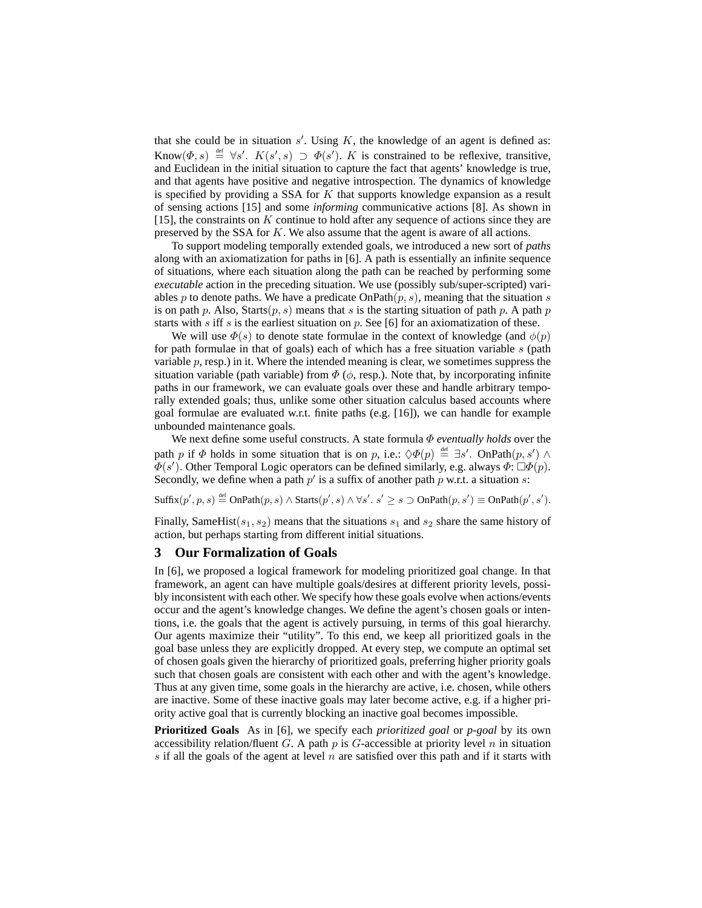that she could be in situation $s'$. Using $K$, the knowledge of an agent is defined as: $\text{Know}(\Phi, s) \overset{\text{def}}{=} \forall s'.\ K(s', s) \supset \Phi(s')$. $K$ is constrained to be reflexive, transitive, and Euclidean in the initial situation to capture the fact that agents' knowledge is true, and that agents have positive and negative introspection. The dynamics of knowledge is specified by providing a SSA for $K$ that supports knowledge expansion as a result of sensing actions [15] and some *informing* communicative actions [8]. As shown in [15], the constraints on $K$ continue to hold after any sequence of actions since they are preserved by the SSA for $K$. We also assume that the agent is aware of all actions.

To support modeling temporally extended goals, we introduced a new sort of *paths* along with an axiomatization for paths in [6]. A path is essentially an infinite sequence of situations, where each situation along the path can be reached by performing some *executable* action in the preceding situation. We use (possibly sub/super-scripted) variables $p$ to denote paths. We have a predicate $\text{OnPath}(p, s)$, meaning that the situation $s$ is on path $p$. Also, $\text{Starts}(p, s)$ means that $s$ is the starting situation of path $p$. A path $p$ starts with $s$ iff $s$ is the earliest situation on $p$. See [6] for an axiomatization of these.

We will use $\Phi(s)$ to denote state formulae in the context of knowledge (and $\phi(p)$ for path formulae in that of goals) each of which has a free situation variable $s$ (path variable $p$, resp.) in it. Where the intended meaning is clear, we sometimes suppress the situation variable (path variable) from $\Phi$ ($\phi$, resp.). Note that, by incorporating infinite paths in our framework, we can evaluate goals over these and handle arbitrary temporally extended goals; thus, unlike some other situation calculus based accounts where goal formulae are evaluated w.r.t. finite paths (e.g. [16]), we can handle for example unbounded maintenance goals.

We next define some useful constructs. A state formula $\Phi$ *eventually holds* over the path $p$ if $\Phi$ holds in some situation that is on $p$, i.e.: $\Diamond\Phi(p) \overset{\text{def}}{=} \exists s'.\ \text{OnPath}(p, s') \wedge \Phi(s')$. Other Temporal Logic operators can be defined similarly, e.g. always $\Phi$: $\Box\Phi(p)$. Secondly, we define when a path $p'$ is a suffix of another path $p$ w.r.t. a situation $s$:

$$\text{Suffix}(p', p, s) \overset{\text{def}}{=} \text{OnPath}(p, s) \wedge \text{Starts}(p', s) \wedge \forall s'.\ s' \geq s \supset \text{OnPath}(p, s') \equiv \text{OnPath}(p', s').$$

Finally, $\text{SameHist}(s_1, s_2)$ means that the situations $s_1$ and $s_2$ share the same history of action, but perhaps starting from different initial situations.

## 3 Our Formalization of Goals

In [6], we proposed a logical framework for modeling prioritized goal change. In that framework, an agent can have multiple goals/desires at different priority levels, possibly inconsistent with each other. We specify how these goals evolve when actions/events occur and the agent's knowledge changes. We define the agent's chosen goals or intentions, i.e. the goals that the agent is actively pursuing, in terms of this goal hierarchy. Our agents maximize their "utility". To this end, we keep all prioritized goals in the goal base unless they are explicitly dropped. At every step, we compute an optimal set of chosen goals given the hierarchy of prioritized goals, preferring higher priority goals such that chosen goals are consistent with each other and with the agent's knowledge. Thus at any given time, some goals in the hierarchy are active, i.e. chosen, while others are inactive. Some of these inactive goals may later become active, e.g. if a higher priority active goal that is currently blocking an inactive goal becomes impossible.

**Prioritized Goals** As in [6], we specify each *prioritized goal* or *p-goal* by its own accessibility relation/fluent $G$. A path $p$ is $G$-accessible at priority level $n$ in situation $s$ if all the goals of the agent at level $n$ are satisfied over this path and if it starts with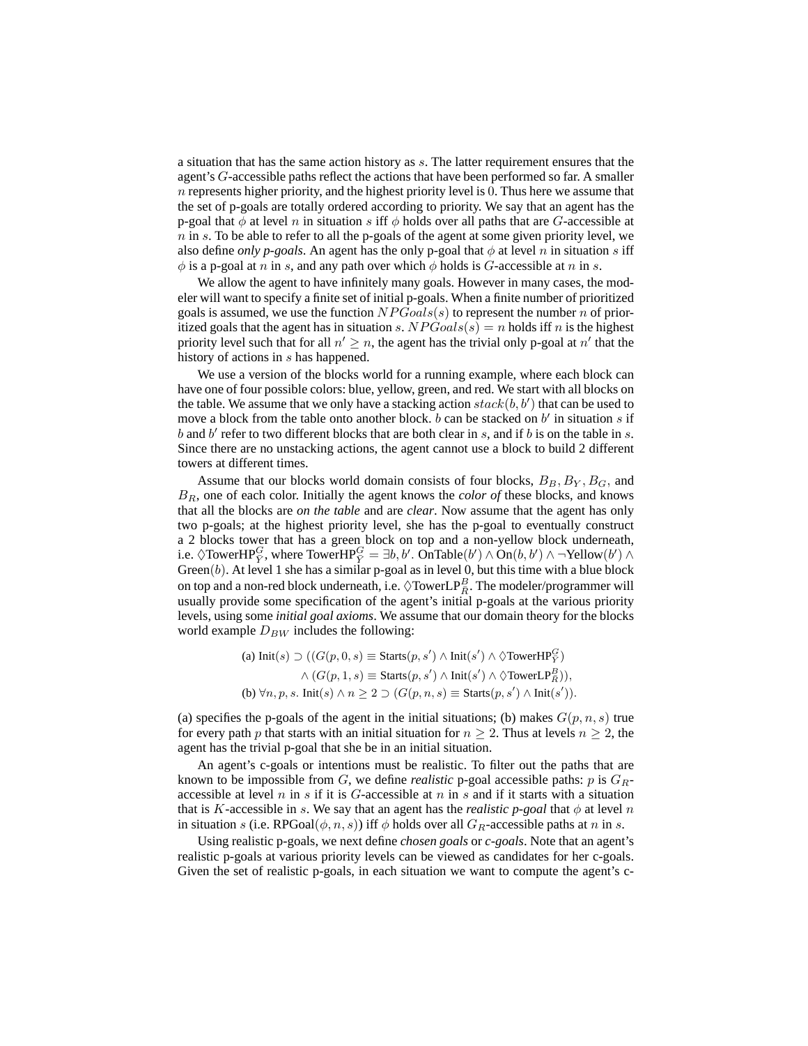a situation that has the same action history as $s$. The latter requirement ensures that the agent's $G$-accessible paths reflect the actions that have been performed so far. A smaller $n$ represents higher priority, and the highest priority level is $0$. Thus here we assume that the set of p-goals are totally ordered according to priority. We say that an agent has the p-goal that $\phi$ at level $n$ in situation $s$ iff $\phi$ holds over all paths that are $G$-accessible at $n$ in $s$. To be able to refer to all the p-goals of the agent at some given priority level, we also define *only p-goals*. An agent has the only p-goal that $\phi$ at level $n$ in situation $s$ iff $\phi$ is a p-goal at $n$ in $s$, and any path over which $\phi$ holds is $G$-accessible at $n$ in $s$.

We allow the agent to have infinitely many goals. However in many cases, the modeler will want to specify a finite set of initial p-goals. When a finite number of prioritized goals is assumed, we use the function $NPGoals(s)$ to represent the number $n$ of prioritized goals that the agent has in situation $s$. $NPGoals(s) = n$ holds iff $n$ is the highest priority level such that for all $n' \geq n$, the agent has the trivial only p-goal at $n'$ that the history of actions in $s$ has happened.

We use a version of the blocks world for a running example, where each block can have one of four possible colors: blue, yellow, green, and red. We start with all blocks on the table. We assume that we only have a stacking action $stack(b, b')$ that can be used to move a block from the table onto another block. $b$ can be stacked on $b'$ in situation $s$ if $b$ and $b'$ refer to two different blocks that are both clear in $s$, and if $b$ is on the table in $s$. Since there are no unstacking actions, the agent cannot use a block to build 2 different towers at different times.

Assume that our blocks world domain consists of four blocks, $B_B, B_Y, B_G$, and $B_R$, one of each color. Initially the agent knows the *color of* these blocks, and knows that all the blocks are *on the table* and are *clear*. Now assume that the agent has only two p-goals; at the highest priority level, she has the p-goal to eventually construct a 2 blocks tower that has a green block on top and a non-yellow block underneath, i.e. $\Diamond\text{TowerHP}^G_{\bar{Y}}$, where $\text{TowerHP}^G_{\bar{Y}} = \exists b, b'.\ \text{OnTable}(b') \wedge \text{On}(b, b') \wedge \neg\text{Yellow}(b') \wedge \text{Green}(b)$. At level 1 she has a similar p-goal as in level 0, but this time with a blue block on top and a non-red block underneath, i.e. $\Diamond\text{TowerLP}^B_{\bar{R}}$. The modeler/programmer will usually provide some specification of the agent's initial p-goals at the various priority levels, using some *initial goal axioms*. We assume that our domain theory for the blocks world example $D_{BW}$ includes the following:

$$
\begin{aligned}
&\text{(a) Init}(s) \supset ((G(p, 0, s) \equiv \text{Starts}(p, s') \wedge \text{Init}(s') \wedge \Diamond\text{TowerHP}^G_{\bar{Y}}) \\
&\qquad\qquad \wedge (G(p, 1, s) \equiv \text{Starts}(p, s') \wedge \text{Init}(s') \wedge \Diamond\text{TowerLP}^B_{\bar{R}})), \\
&\text{(b) } \forall n, p, s.\ \text{Init}(s) \wedge n \geq 2 \supset (G(p, n, s) \equiv \text{Starts}(p, s') \wedge \text{Init}(s')).
\end{aligned}
$$

(a) specifies the p-goals of the agent in the initial situations; (b) makes $G(p, n, s)$ true for every path $p$ that starts with an initial situation for $n \geq 2$. Thus at levels $n \geq 2$, the agent has the trivial p-goal that she be in an initial situation.

An agent's c-goals or intentions must be realistic. To filter out the paths that are known to be impossible from $G$, we define *realistic* p-goal accessible paths: $p$ is $G_R$-accessible at level $n$ in $s$ if it is $G$-accessible at $n$ in $s$ and if it starts with a situation that is $K$-accessible in $s$. We say that an agent has the *realistic p-goal* that $\phi$ at level $n$ in situation $s$ (i.e. $\text{RPGoal}(\phi, n, s)$) iff $\phi$ holds over all $G_R$-accessible paths at $n$ in $s$.

Using realistic p-goals, we next define *chosen goals* or *c-goals*. Note that an agent's realistic p-goals at various priority levels can be viewed as candidates for her c-goals. Given the set of realistic p-goals, in each situation we want to compute the agent's c-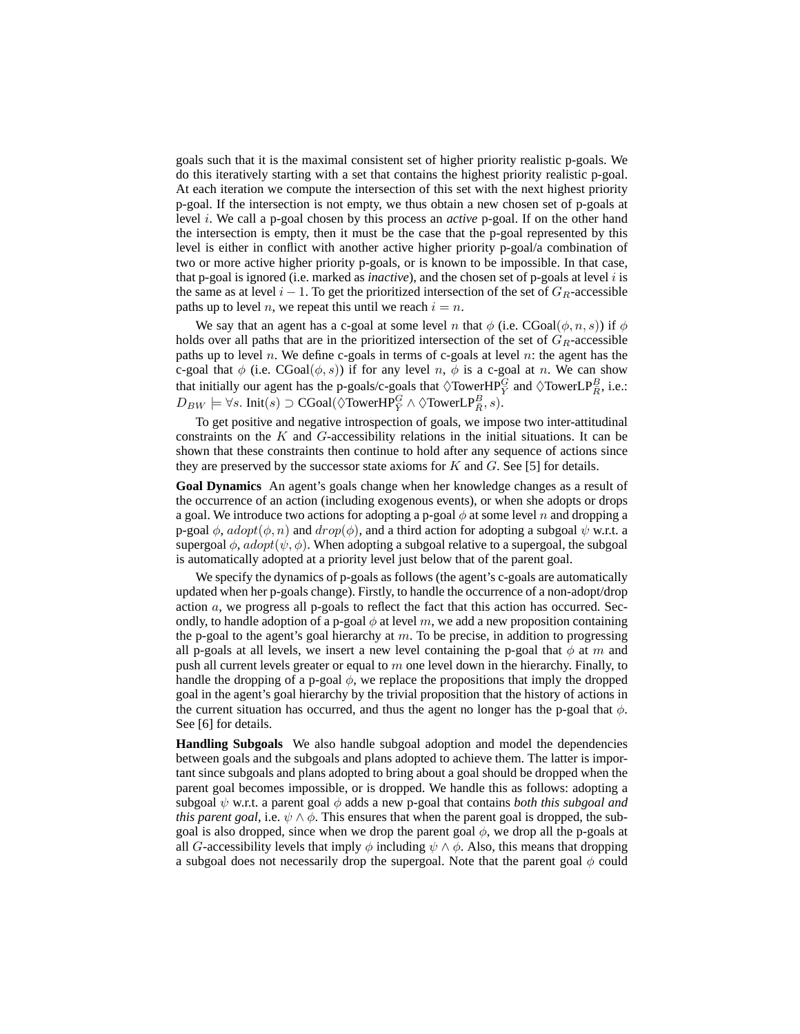goals such that it is the maximal consistent set of higher priority realistic p-goals. We do this iteratively starting with a set that contains the highest priority realistic p-goal. At each iteration we compute the intersection of this set with the next highest priority p-goal. If the intersection is not empty, we thus obtain a new chosen set of p-goals at level $i$. We call a p-goal chosen by this process an *active* p-goal. If on the other hand the intersection is empty, then it must be the case that the p-goal represented by this level is either in conflict with another active higher priority p-goal/a combination of two or more active higher priority p-goals, or is known to be impossible. In that case, that p-goal is ignored (i.e. marked as *inactive*), and the chosen set of p-goals at level $i$ is the same as at level $i-1$. To get the prioritized intersection of the set of $G_R$-accessible paths up to level $n$, we repeat this until we reach $i = n$.

We say that an agent has a c-goal at some level $n$ that $\phi$ (i.e. $\text{CGoal}(\phi, n, s)$) if $\phi$ holds over all paths that are in the prioritized intersection of the set of $G_R$-accessible paths up to level $n$. We define c-goals in terms of c-goals at level $n$: the agent has the c-goal that $\phi$ (i.e. $\text{CGoal}(\phi, s)$) if for any level $n$, $\phi$ is a c-goal at $n$. We can show that initially our agent has the p-goals/c-goals that $\Diamond\text{TowerHP}^G_Y$ and $\Diamond\text{TowerLP}^B_R$, i.e.: $D_{BW} \models \forall s.\ \text{Init}(s) \supset \text{CGoal}(\Diamond\text{TowerHP}^G_Y \wedge \Diamond\text{TowerLP}^B_R, s)$.

To get positive and negative introspection of goals, we impose two inter-attitudinal constraints on the $K$ and $G$-accessibility relations in the initial situations. It can be shown that these constraints then continue to hold after any sequence of actions since they are preserved by the successor state axioms for $K$ and $G$. See [5] for details.

**Goal Dynamics** An agent's goals change when her knowledge changes as a result of the occurrence of an action (including exogenous events), or when she adopts or drops a goal. We introduce two actions for adopting a p-goal $\phi$ at some level $n$ and dropping a p-goal $\phi$, $adopt(\phi, n)$ and $drop(\phi)$, and a third action for adopting a subgoal $\psi$ w.r.t. a supergoal $\phi$, $adopt(\psi, \phi)$. When adopting a subgoal relative to a supergoal, the subgoal is automatically adopted at a priority level just below that of the parent goal.

We specify the dynamics of p-goals as follows (the agent's c-goals are automatically updated when her p-goals change). Firstly, to handle the occurrence of a non-adopt/drop action $a$, we progress all p-goals to reflect the fact that this action has occurred. Secondly, to handle adoption of a p-goal $\phi$ at level $m$, we add a new proposition containing the p-goal to the agent's goal hierarchy at $m$. To be precise, in addition to progressing all p-goals at all levels, we insert a new level containing the p-goal that $\phi$ at $m$ and push all current levels greater or equal to $m$ one level down in the hierarchy. Finally, to handle the dropping of a p-goal $\phi$, we replace the propositions that imply the dropped goal in the agent's goal hierarchy by the trivial proposition that the history of actions in the current situation has occurred, and thus the agent no longer has the p-goal that $\phi$. See [6] for details.

**Handling Subgoals** We also handle subgoal adoption and model the dependencies between goals and the subgoals and plans adopted to achieve them. The latter is important since subgoals and plans adopted to bring about a goal should be dropped when the parent goal becomes impossible, or is dropped. We handle this as follows: adopting a subgoal $\psi$ w.r.t. a parent goal $\phi$ adds a new p-goal that contains *both this subgoal and this parent goal*, i.e. $\psi \wedge \phi$. This ensures that when the parent goal is dropped, the subgoal is also dropped, since when we drop the parent goal $\phi$, we drop all the p-goals at all $G$-accessibility levels that imply $\phi$ including $\psi \wedge \phi$. Also, this means that dropping a subgoal does not necessarily drop the supergoal. Note that the parent goal $\phi$ could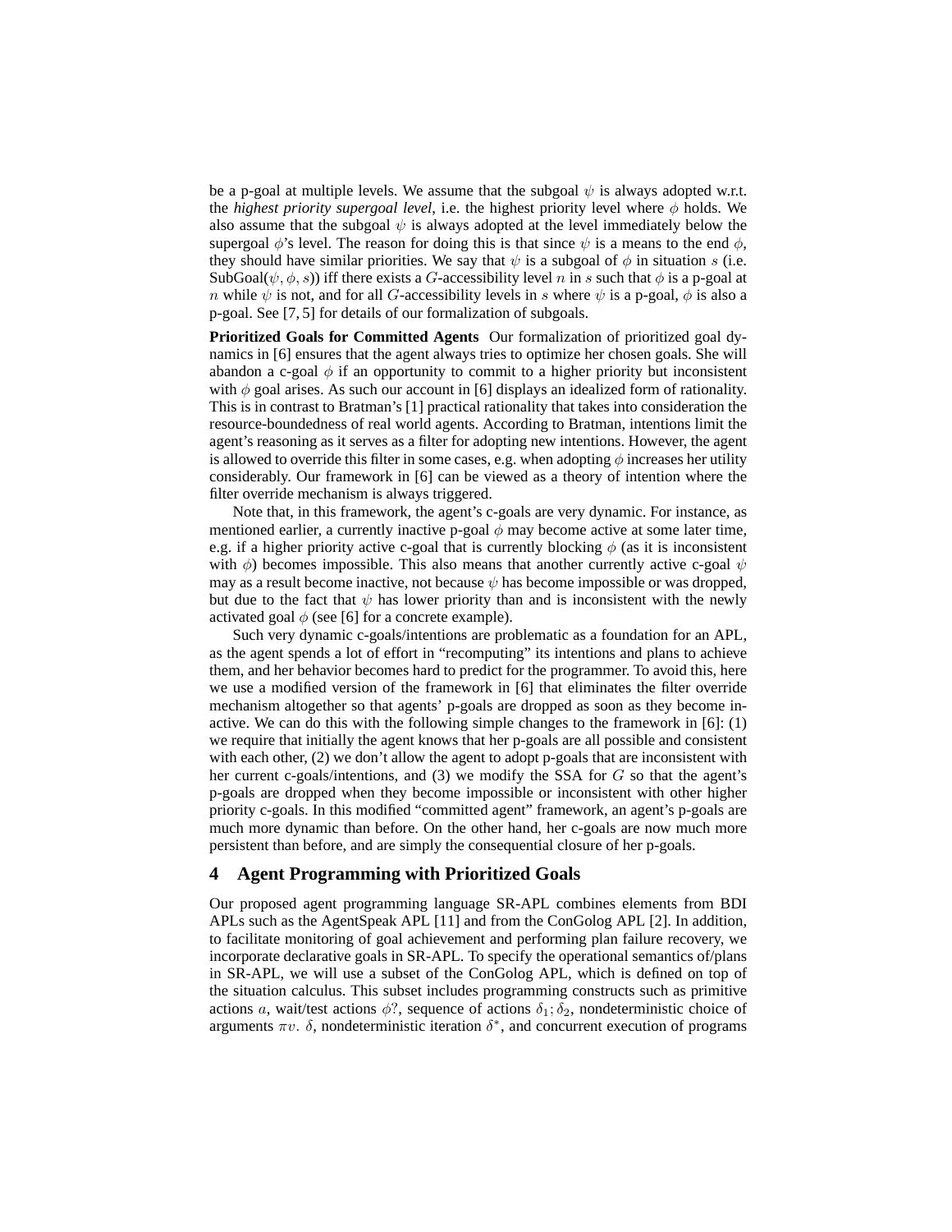be a p-goal at multiple levels. We assume that the subgoal $\psi$ is always adopted w.r.t. the *highest priority supergoal level*, i.e. the highest priority level where $\phi$ holds. We also assume that the subgoal $\psi$ is always adopted at the level immediately below the supergoal $\phi$'s level. The reason for doing this is that since $\psi$ is a means to the end $\phi$, they should have similar priorities. We say that $\psi$ is a subgoal of $\phi$ in situation $s$ (i.e. SubGoal($\psi, \phi, s$)) iff there exists a $G$-accessibility level $n$ in $s$ such that $\phi$ is a p-goal at $n$ while $\psi$ is not, and for all $G$-accessibility levels in $s$ where $\psi$ is a p-goal, $\phi$ is also a p-goal. See [7, 5] for details of our formalization of subgoals.

**Prioritized Goals for Committed Agents** Our formalization of prioritized goal dynamics in [6] ensures that the agent always tries to optimize her chosen goals. She will abandon a c-goal $\phi$ if an opportunity to commit to a higher priority but inconsistent with $\phi$ goal arises. As such our account in [6] displays an idealized form of rationality. This is in contrast to Bratman's [1] practical rationality that takes into consideration the resource-boundedness of real world agents. According to Bratman, intentions limit the agent's reasoning as it serves as a filter for adopting new intentions. However, the agent is allowed to override this filter in some cases, e.g. when adopting $\phi$ increases her utility considerably. Our framework in [6] can be viewed as a theory of intention where the filter override mechanism is always triggered.

Note that, in this framework, the agent's c-goals are very dynamic. For instance, as mentioned earlier, a currently inactive p-goal $\phi$ may become active at some later time, e.g. if a higher priority active c-goal that is currently blocking $\phi$ (as it is inconsistent with $\phi$) becomes impossible. This also means that another currently active c-goal $\psi$ may as a result become inactive, not because $\psi$ has become impossible or was dropped, but due to the fact that $\psi$ has lower priority than and is inconsistent with the newly activated goal $\phi$ (see [6] for a concrete example).

Such very dynamic c-goals/intentions are problematic as a foundation for an APL, as the agent spends a lot of effort in "recomputing" its intentions and plans to achieve them, and her behavior becomes hard to predict for the programmer. To avoid this, here we use a modified version of the framework in [6] that eliminates the filter override mechanism altogether so that agents' p-goals are dropped as soon as they become inactive. We can do this with the following simple changes to the framework in [6]: (1) we require that initially the agent knows that her p-goals are all possible and consistent with each other, (2) we don't allow the agent to adopt p-goals that are inconsistent with her current c-goals/intentions, and (3) we modify the SSA for $G$ so that the agent's p-goals are dropped when they become impossible or inconsistent with other higher priority c-goals. In this modified "committed agent" framework, an agent's p-goals are much more dynamic than before. On the other hand, her c-goals are now much more persistent than before, and are simply the consequential closure of her p-goals.

## 4 Agent Programming with Prioritized Goals

Our proposed agent programming language SR-APL combines elements from BDI APLs such as the AgentSpeak APL [11] and from the ConGolog APL [2]. In addition, to facilitate monitoring of goal achievement and performing plan failure recovery, we incorporate declarative goals in SR-APL. To specify the operational semantics of/plans in SR-APL, we will use a subset of the ConGolog APL, which is defined on top of the situation calculus. This subset includes programming constructs such as primitive actions $a$, wait/test actions $\phi?$, sequence of actions $\delta_1; \delta_2$, nondeterministic choice of arguments $\pi v.\ \delta$, nondeterministic iteration $\delta^*$, and concurrent execution of programs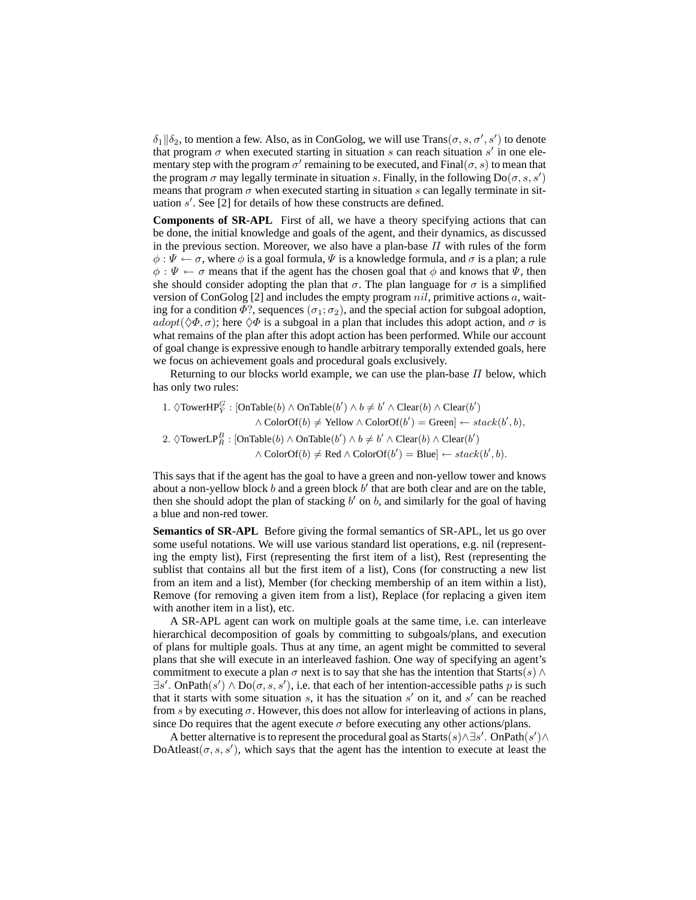$\delta_1 \| \delta_2$, to mention a few. Also, as in ConGolog, we will use $\text{Trans}(\sigma, s, \sigma', s')$ to denote that program $\sigma$ when executed starting in situation $s$ can reach situation $s'$ in one elementary step with the program $\sigma'$ remaining to be executed, and $\text{Final}(\sigma, s)$ to mean that the program $\sigma$ may legally terminate in situation $s$. Finally, in the following $\text{Do}(\sigma, s, s')$ means that program $\sigma$ when executed starting in situation $s$ can legally terminate in situation $s'$. See [2] for details of how these constructs are defined.

**Components of SR-APL** First of all, we have a theory specifying actions that can be done, the initial knowledge and goals of the agent, and their dynamics, as discussed in the previous section. Moreover, we also have a plan-base $\Pi$ with rules of the form $\phi : \Psi \leftarrow \sigma$, where $\phi$ is a goal formula, $\Psi$ is a knowledge formula, and $\sigma$ is a plan; a rule $\phi : \Psi \leftarrow \sigma$ means that if the agent has the chosen goal that $\phi$ and knows that $\Psi$, then she should consider adopting the plan that $\sigma$. The plan language for $\sigma$ is a simplified version of ConGolog [2] and includes the empty program $nil$, primitive actions $a$, waiting for a condition $\Phi?$, sequences $(\sigma_1; \sigma_2)$, and the special action for subgoal adoption, $adopt(\Diamond\Phi, \sigma)$; here $\Diamond\Phi$ is a subgoal in a plan that includes this adopt action, and $\sigma$ is what remains of the plan after this adopt action has been performed. While our account of goal change is expressive enough to handle arbitrary temporally extended goals, here we focus on achievement goals and procedural goals exclusively.

Returning to our blocks world example, we can use the plan-base $\Pi$ below, which has only two rules:

1. $\Diamond\text{TowerHP}^G_Y : [\text{OnTable}(b) \wedge \text{OnTable}(b') \wedge b \neq b' \wedge \text{Clear}(b) \wedge \text{Clear}(b') \wedge \text{ColorOf}(b) \neq \text{Yellow} \wedge \text{ColorOf}(b') = \text{Green}] \leftarrow stack(b', b),$
2. $\Diamond\text{TowerLP}^B_R : [\text{OnTable}(b) \wedge \text{OnTable}(b') \wedge b \neq b' \wedge \text{Clear}(b) \wedge \text{Clear}(b') \wedge \text{ColorOf}(b) \neq \text{Red} \wedge \text{ColorOf}(b') = \text{Blue}] \leftarrow stack(b', b).$

This says that if the agent has the goal to have a green and non-yellow tower and knows about a non-yellow block $b$ and a green block $b'$ that are both clear and are on the table, then she should adopt the plan of stacking $b'$ on $b$, and similarly for the goal of having a blue and non-red tower.

**Semantics of SR-APL** Before giving the formal semantics of SR-APL, let us go over some useful notations. We will use various standard list operations, e.g. nil (representing the empty list), First (representing the first item of a list), Rest (representing the sublist that contains all but the first item of a list), Cons (for constructing a new list from an item and a list), Member (for checking membership of an item within a list), Remove (for removing a given item from a list), Replace (for replacing a given item with another item in a list), etc.

A SR-APL agent can work on multiple goals at the same time, i.e. can interleave hierarchical decomposition of goals by committing to subgoals/plans, and execution of plans for multiple goals. Thus at any time, an agent might be committed to several plans that she will execute in an interleaved fashion. One way of specifying an agent's commitment to execute a plan $\sigma$ next is to say that she has the intention that $\text{Starts}(s) \wedge \exists s'.\ \text{OnPath}(s') \wedge \text{Do}(\sigma, s, s')$, i.e. that each of her intention-accessible paths $p$ is such that it starts with some situation $s$, it has the situation $s'$ on it, and $s'$ can be reached from $s$ by executing $\sigma$. However, this does not allow for interleaving of actions in plans, since Do requires that the agent execute $\sigma$ before executing any other actions/plans.

A better alternative is to represent the procedural goal as $\text{Starts}(s) \wedge \exists s'.\ \text{OnPath}(s') \wedge \text{DoAtleast}(\sigma, s, s')$, which says that the agent has the intention to execute at least the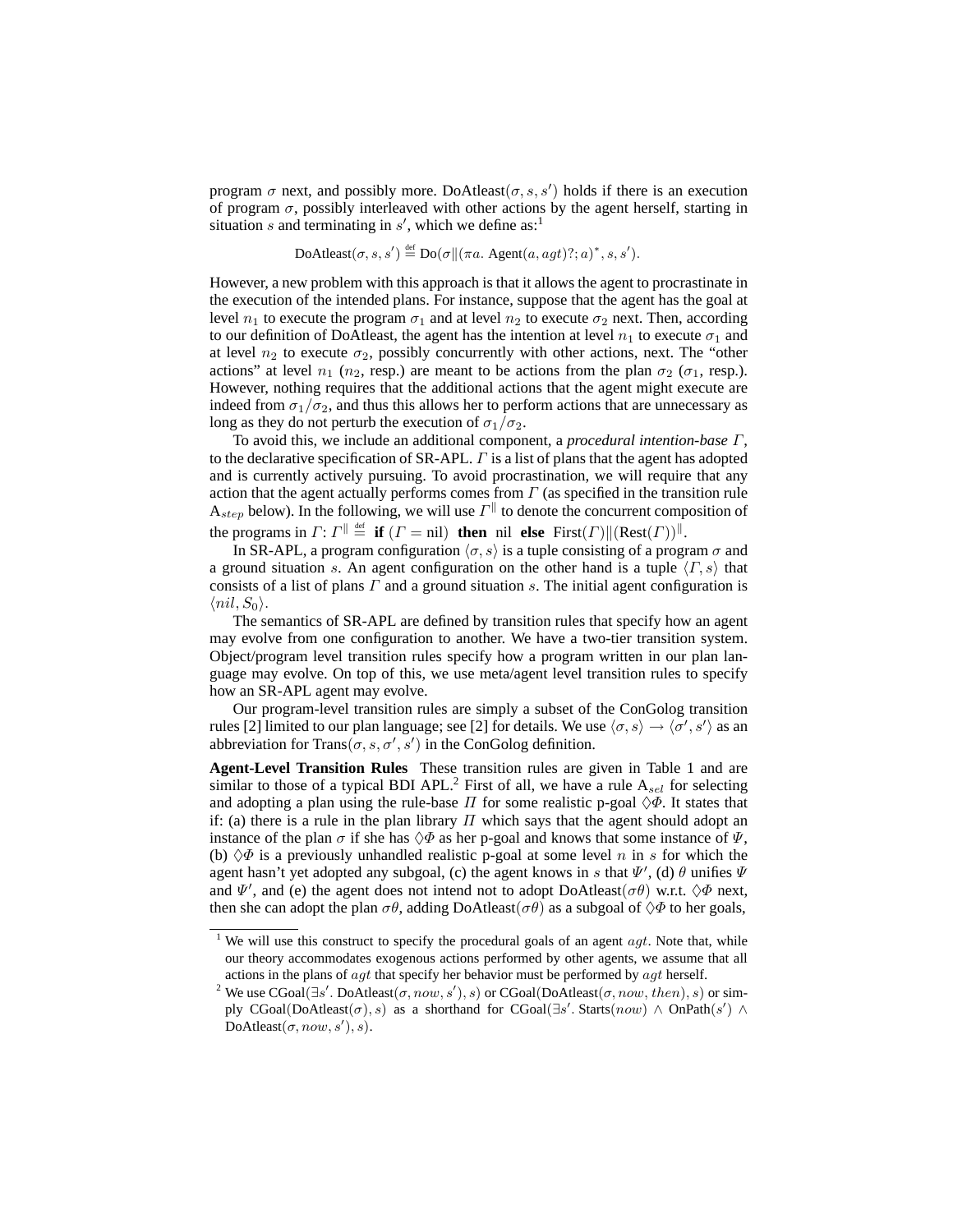program $\sigma$ next, and possibly more. $\text{DoAtleast}(\sigma, s, s')$ holds if there is an execution of program $\sigma$, possibly interleaved with other actions by the agent herself, starting in situation $s$ and terminating in $s'$, which we define as:[1]

$$\text{DoAtleast}(\sigma, s, s') \stackrel{\text{def}}{=} \text{Do}(\sigma \| (\pi a.\ \text{Agent}(a, agt)?; a)^*, s, s').$$

However, a new problem with this approach is that it allows the agent to procrastinate in the execution of the intended plans. For instance, suppose that the agent has the goal at level $n_1$ to execute the program $\sigma_1$ and at level $n_2$ to execute $\sigma_2$ next. Then, according to our definition of DoAtleast, the agent has the intention at level $n_1$ to execute $\sigma_1$ and at level $n_2$ to execute $\sigma_2$, possibly concurrently with other actions, next. The "other actions" at level $n_1$ ($n_2$, resp.) are meant to be actions from the plan $\sigma_2$ ($\sigma_1$, resp.). However, nothing requires that the additional actions that the agent might execute are indeed from $\sigma_1/\sigma_2$, and thus this allows her to perform actions that are unnecessary as long as they do not perturb the execution of $\sigma_1/\sigma_2$.

To avoid this, we include an additional component, a *procedural intention-base* $\Gamma$, to the declarative specification of SR-APL. $\Gamma$ is a list of plans that the agent has adopted and is currently actively pursuing. To avoid procrastination, we will require that any action that the agent actually performs comes from $\Gamma$ (as specified in the transition rule $\text{A}_{step}$ below). In the following, we will use $\Gamma^{\|}$ to denote the concurrent composition of the programs in $\Gamma$: $\Gamma^{\|} \stackrel{\text{def}}{=}$ **if** $(\Gamma = \text{nil})$ **then** nil **else** $\text{First}(\Gamma) \| (\text{Rest}(\Gamma))^{\|}$.

In SR-APL, a program configuration $\langle \sigma, s \rangle$ is a tuple consisting of a program $\sigma$ and a ground situation $s$. An agent configuration on the other hand is a tuple $\langle \Gamma, s \rangle$ that consists of a list of plans $\Gamma$ and a ground situation $s$. The initial agent configuration is $\langle nil, S_0 \rangle$.

The semantics of SR-APL are defined by transition rules that specify how an agent may evolve from one configuration to another. We have a two-tier transition system. Object/program level transition rules specify how a program written in our plan language may evolve. On top of this, we use meta/agent level transition rules to specify how an SR-APL agent may evolve.

Our program-level transition rules are simply a subset of the ConGolog transition rules [2] limited to our plan language; see [2] for details. We use $\langle \sigma, s \rangle \rightarrow \langle \sigma', s' \rangle$ as an abbreviation for $\text{Trans}(\sigma, s, \sigma', s')$ in the ConGolog definition.

**Agent-Level Transition Rules** These transition rules are given in Table 1 and are similar to those of a typical BDI APL.[2] First of all, we have a rule $\text{A}_{sel}$ for selecting and adopting a plan using the rule-base $\Pi$ for some realistic p-goal $\Diamond\Phi$. It states that if: (a) there is a rule in the plan library $\Pi$ which says that the agent should adopt an instance of the plan $\sigma$ if she has $\Diamond\Phi$ as her p-goal and knows that some instance of $\Psi$, (b) $\Diamond\Phi$ is a previously unhandled realistic p-goal at some level $n$ in $s$ for which the agent hasn't yet adopted any subgoal, (c) the agent knows in $s$ that $\Psi'$, (d) $\theta$ unifies $\Psi$ and $\Psi'$, and (e) the agent does not intend not to adopt $\text{DoAtleast}(\sigma\theta)$ w.r.t. $\Diamond\Phi$ next, then she can adopt the plan $\sigma\theta$, adding $\text{DoAtleast}(\sigma\theta)$ as a subgoal of $\Diamond\Phi$ to her goals,

---

[1] We will use this construct to specify the procedural goals of an agent $agt$. Note that, while our theory accommodates exogenous actions performed by other agents, we assume that all actions in the plans of $agt$ that specify her behavior must be performed by $agt$ herself.

[2] We use $\text{CGoal}(\exists s'.\ \text{DoAtleast}(\sigma, now, s'), s)$ or $\text{CGoal}(\text{DoAtleast}(\sigma, now, then), s)$ or simply $\text{CGoal}(\text{DoAtleast}(\sigma), s)$ as a shorthand for $\text{CGoal}(\exists s'.\ \text{Starts}(now) \wedge \text{OnPath}(s') \wedge \text{DoAtleast}(\sigma, now, s'), s)$.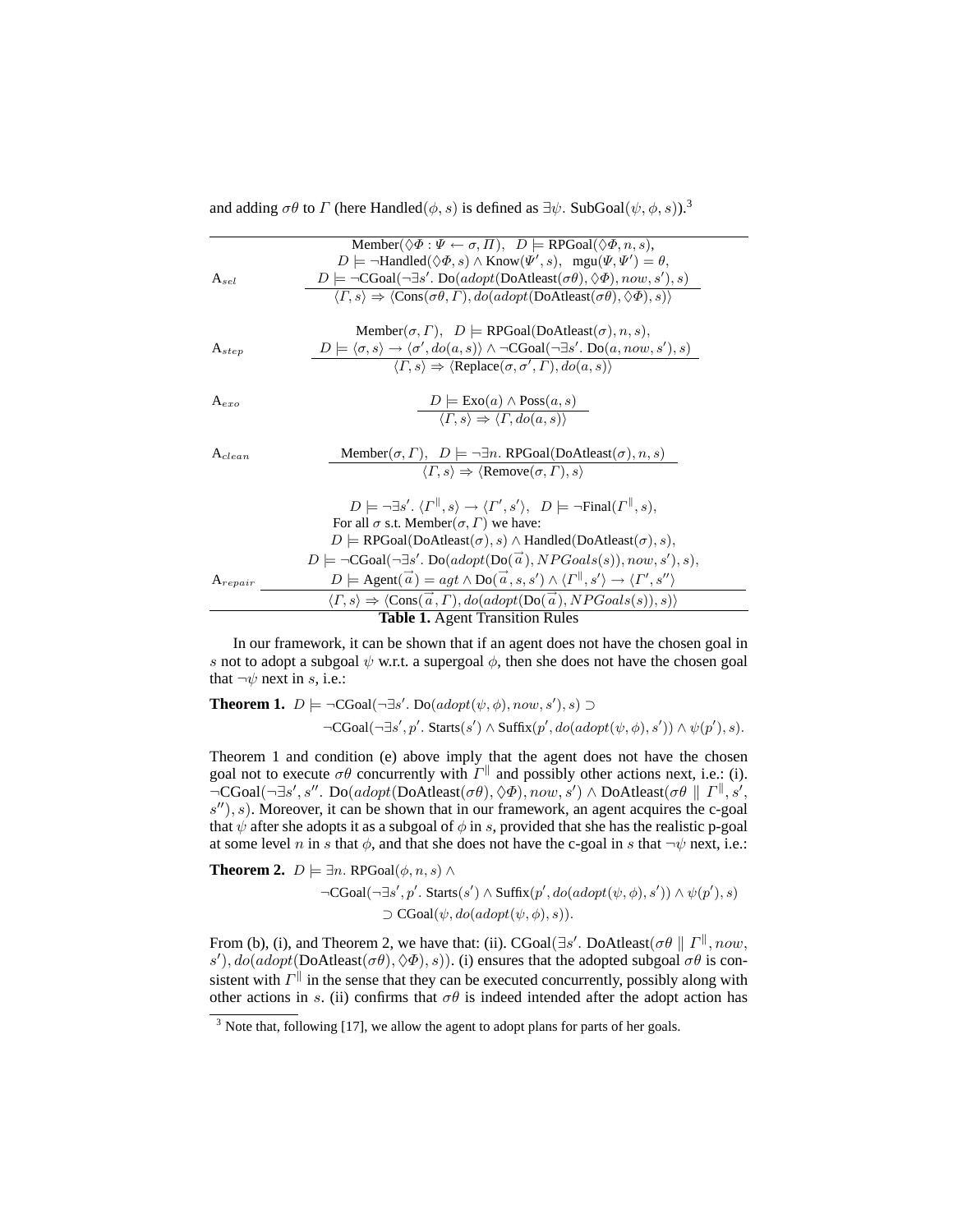and adding $\sigma\theta$ to $\Gamma$ (here $\text{Handled}(\phi, s)$ is defined as $\exists\psi.\ \text{SubGoal}(\psi, \phi, s)$).[3]

| | |
|---|---|
| $\text{A}_{sel}$ | $$\frac{\begin{array}{c}\text{Member}(\Diamond\Phi : \Psi \leftarrow \sigma, \Pi),\quad D \models \text{RPGoal}(\Diamond\Phi, n, s),\\ D \models \neg\text{Handled}(\Diamond\Phi, s) \wedge \text{Know}(\Psi', s),\quad \text{mgu}(\Psi, \Psi') = \theta,\\ D \models \neg\text{CGoal}(\neg\exists s'.\ \text{Do}(adopt(\text{DoAtleast}(\sigma\theta), \Diamond\Phi), now, s'), s)\end{array}}{\langle\Gamma, s\rangle \Rightarrow \langle\text{Cons}(\sigma\theta, \Gamma), do(adopt(\text{DoAtleast}(\sigma\theta), \Diamond\Phi), s)\rangle}$$ |
| $\text{A}_{step}$ | $$\frac{\begin{array}{c}\text{Member}(\sigma, \Gamma),\quad D \models \text{RPGoal}(\text{DoAtleast}(\sigma), n, s),\\ D \models \langle\sigma, s\rangle \rightarrow \langle\sigma', do(a, s)\rangle \wedge \neg\text{CGoal}(\neg\exists s'.\ \text{Do}(a, now, s'), s)\end{array}}{\langle\Gamma, s\rangle \Rightarrow \langle\text{Replace}(\sigma, \sigma', \Gamma), do(a, s)\rangle}$$ |
| $\text{A}_{exo}$ | $$\frac{D \models \text{Exo}(a) \wedge \text{Poss}(a, s)}{\langle\Gamma, s\rangle \Rightarrow \langle\Gamma, do(a, s)\rangle}$$ |
| $\text{A}_{clean}$ | $$\frac{\text{Member}(\sigma, \Gamma),\quad D \models \neg\exists n.\ \text{RPGoal}(\text{DoAtleast}(\sigma), n, s)}{\langle\Gamma, s\rangle \Rightarrow \langle\text{Remove}(\sigma, \Gamma), s\rangle}$$ |
| $\text{A}_{repair}$ | $$\frac{\begin{array}{c}D \models \neg\exists s'.\ \langle\Gamma^{\Vert}, s\rangle \rightarrow \langle\Gamma', s'\rangle,\quad D \models \neg\text{Final}(\Gamma^{\Vert}, s),\\ \text{For all } \sigma \text{ s.t. Member}(\sigma, \Gamma) \text{ we have:}\\ D \models \text{RPGoal}(\text{DoAtleast}(\sigma), s) \wedge \text{Handled}(\text{DoAtleast}(\sigma), s),\\ D \models \neg\text{CGoal}(\neg\exists s'.\ \text{Do}(adopt(\text{Do}(\vec{a}), NPGoals(s)), now, s'), s),\\ D \models \text{Agent}(\vec{a}) = agt \wedge \text{Do}(\vec{a}, s, s') \wedge \langle\Gamma^{\Vert}, s'\rangle \rightarrow \langle\Gamma', s''\rangle\end{array}}{\langle\Gamma, s\rangle \Rightarrow \langle\text{Cons}(\vec{a}, \Gamma), do(adopt(\text{Do}(\vec{a}), NPGoals(s)), s)\rangle}$$ |

**Table 1.** Agent Transition Rules

In our framework, it can be shown that if an agent does not have the chosen goal in $s$ not to adopt a subgoal $\psi$ w.r.t. a supergoal $\phi$, then she does not have the chosen goal that $\neg\psi$ next in $s$, i.e.:

**Theorem 1.** $D \models \neg\text{CGoal}(\neg\exists s'.\ \text{Do}(adopt(\psi, \phi), now, s'), s) \supset$
$$\neg\text{CGoal}(\neg\exists s', p'.\ \text{Starts}(s') \wedge \text{Suffix}(p', do(adopt(\psi, \phi), s')) \wedge \psi(p'), s).$$

Theorem 1 and condition (e) above imply that the agent does not have the chosen goal not to execute $\sigma\theta$ concurrently with $\Gamma^{\Vert}$ and possibly other actions next, i.e.: (i). $\neg\text{CGoal}(\neg\exists s', s''.\ \text{Do}(adopt(\text{DoAtleast}(\sigma\theta), \Diamond\Phi), now, s') \wedge \text{DoAtleast}(\sigma\theta \parallel \Gamma^{\Vert}, s', s''), s)$. Moreover, it can be shown that in our framework, an agent acquires the c-goal that $\psi$ after she adopts it as a subgoal of $\phi$ in $s$, provided that she has the realistic p-goal at some level $n$ in $s$ that $\phi$, and that she does not have the c-goal in $s$ that $\neg\psi$ next, i.e.:

**Theorem 2.** $D \models \exists n.\ \text{RPGoal}(\phi, n, s) \wedge$
$$\neg\text{CGoal}(\neg\exists s', p'.\ \text{Starts}(s') \wedge \text{Suffix}(p', do(adopt(\psi, \phi), s')) \wedge \psi(p'), s)$$
$$\supset \text{CGoal}(\psi, do(adopt(\psi, \phi), s)).$$

From (b), (i), and Theorem 2, we have that: (ii). $\text{CGoal}(\exists s'.\ \text{DoAtleast}(\sigma\theta \parallel \Gamma^{\Vert}, now, s'), do(adopt(\text{DoAtleast}(\sigma\theta), \Diamond\Phi), s))$. (i) ensures that the adopted subgoal $\sigma\theta$ is consistent with $\Gamma^{\Vert}$ in the sense that they can be executed concurrently, possibly along with other actions in $s$. (ii) confirms that $\sigma\theta$ is indeed intended after the adopt action has

[3] Note that, following [17], we allow the agent to adopt plans for parts of her goals.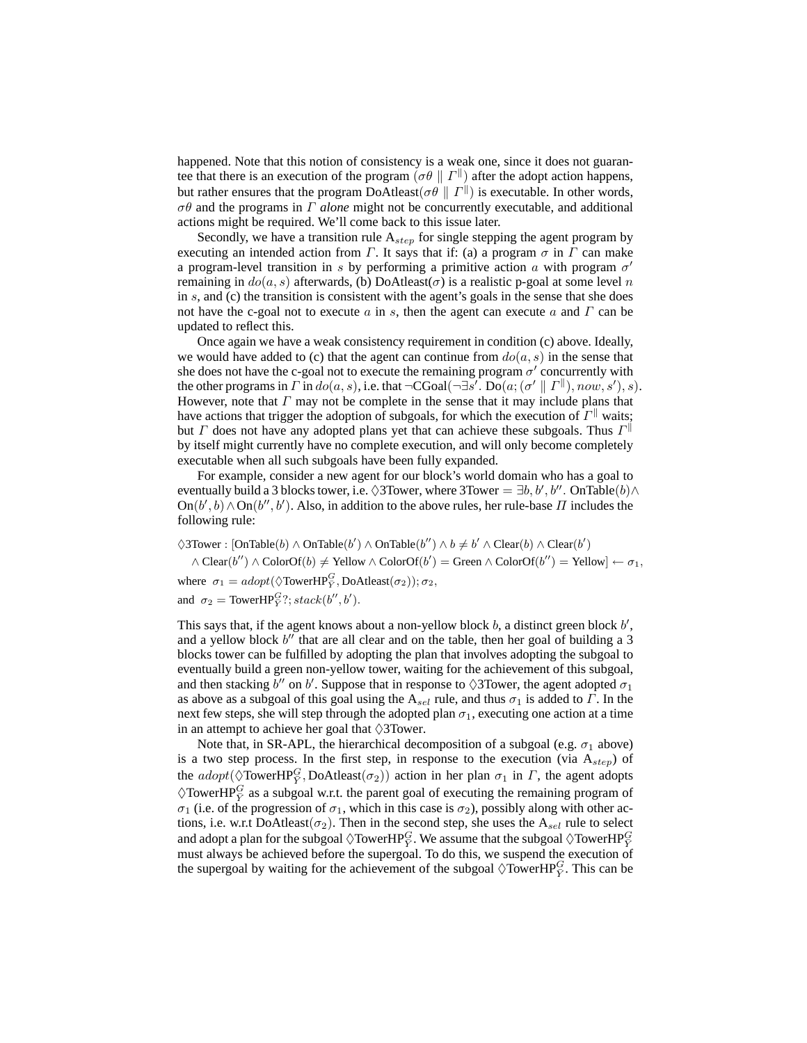happened. Note that this notion of consistency is a weak one, since it does not guarantee that there is an execution of the program $(\sigma\theta \parallel \Gamma^{\parallel})$ after the adopt action happens, but rather ensures that the program DoAtleast$(\sigma\theta \parallel \Gamma^{\parallel})$ is executable. In other words, $\sigma\theta$ and the programs in $\Gamma$ *alone* might not be concurrently executable, and additional actions might be required. We'll come back to this issue later.

Secondly, we have a transition rule $\mathrm{A}_{step}$ for single stepping the agent program by executing an intended action from $\Gamma$. It says that if: (a) a program $\sigma$ in $\Gamma$ can make a program-level transition in $s$ by performing a primitive action $a$ with program $\sigma'$ remaining in $do(a, s)$ afterwards, (b) DoAtleast$(\sigma)$ is a realistic p-goal at some level $n$ in $s$, and (c) the transition is consistent with the agent's goals in the sense that she does not have the c-goal not to execute $a$ in $s$, then the agent can execute $a$ and $\Gamma$ can be updated to reflect this.

Once again we have a weak consistency requirement in condition (c) above. Ideally, we would have added to (c) that the agent can continue from $do(a, s)$ in the sense that she does not have the c-goal not to execute the remaining program $\sigma'$ concurrently with the other programs in $\Gamma$ in $do(a, s)$, i.e. that $\neg\mathrm{CGoal}(\neg\exists s'.\ \mathrm{Do}(a; (\sigma' \parallel \Gamma^{\parallel}), now, s'), s)$. However, note that $\Gamma$ may not be complete in the sense that it may include plans that have actions that trigger the adoption of subgoals, for which the execution of $\Gamma^{\parallel}$ waits; but $\Gamma$ does not have any adopted plans yet that can achieve these subgoals. Thus $\Gamma^{\parallel}$ by itself might currently have no complete execution, and will only become completely executable when all such subgoals have been fully expanded.

For example, consider a new agent for our block's world domain who has a goal to eventually build a 3 blocks tower, i.e. $\Diamond$3Tower, where $\mathrm{3Tower} = \exists b, b', b''.\ \mathrm{OnTable}(b) \wedge \mathrm{On}(b', b) \wedge \mathrm{On}(b'', b')$. Also, in addition to the above rules, her rule-base $\Pi$ includes the following rule:

$$\Diamond\mathrm{3Tower} : [\mathrm{OnTable}(b) \wedge \mathrm{OnTable}(b') \wedge \mathrm{OnTable}(b'') \wedge b \neq b' \wedge \mathrm{Clear}(b) \wedge \mathrm{Clear}(b')$$
$$\wedge\ \mathrm{Clear}(b'') \wedge \mathrm{ColorOf}(b) \neq \mathrm{Yellow} \wedge \mathrm{ColorOf}(b') = \mathrm{Green} \wedge \mathrm{ColorOf}(b'') = \mathrm{Yellow}] \leftarrow \sigma_1,$$

where $\sigma_1 = adopt(\Diamond\mathrm{TowerHP}^{G}_{\bar{Y}}, \mathrm{DoAtleast}(\sigma_2)); \sigma_2$,

and $\sigma_2 = \mathrm{TowerHP}^{G}_{\bar{Y}}?; stack(b'', b')$.

This says that, if the agent knows about a non-yellow block $b$, a distinct green block $b'$, and a yellow block $b''$ that are all clear and on the table, then her goal of building a 3 blocks tower can be fulfilled by adopting the plan that involves adopting the subgoal to eventually build a green non-yellow tower, waiting for the achievement of this subgoal, and then stacking $b''$ on $b'$. Suppose that in response to $\Diamond$3Tower, the agent adopted $\sigma_1$ as above as a subgoal of this goal using the $\mathrm{A}_{sel}$ rule, and thus $\sigma_1$ is added to $\Gamma$. In the next few steps, she will step through the adopted plan $\sigma_1$, executing one action at a time in an attempt to achieve her goal that $\Diamond$3Tower.

Note that, in SR-APL, the hierarchical decomposition of a subgoal (e.g. $\sigma_1$ above) is a two step process. In the first step, in response to the execution (via $\mathrm{A}_{step}$) of the $adopt(\Diamond\mathrm{TowerHP}^{G}_{\bar{Y}}, \mathrm{DoAtleast}(\sigma_2))$ action in her plan $\sigma_1$ in $\Gamma$, the agent adopts $\Diamond\mathrm{TowerHP}^{G}_{\bar{Y}}$ as a subgoal w.r.t. the parent goal of executing the remaining program of $\sigma_1$ (i.e. of the progression of $\sigma_1$, which in this case is $\sigma_2$), possibly along with other actions, i.e. w.r.t DoAtleast$(\sigma_2)$. Then in the second step, she uses the $\mathrm{A}_{sel}$ rule to select and adopt a plan for the subgoal $\Diamond\mathrm{TowerHP}^{G}_{\bar{Y}}$. We assume that the subgoal $\Diamond\mathrm{TowerHP}^{G}_{\bar{Y}}$ must always be achieved before the supergoal. To do this, we suspend the execution of the supergoal by waiting for the achievement of the subgoal $\Diamond\mathrm{TowerHP}^{G}_{\bar{Y}}$. This can be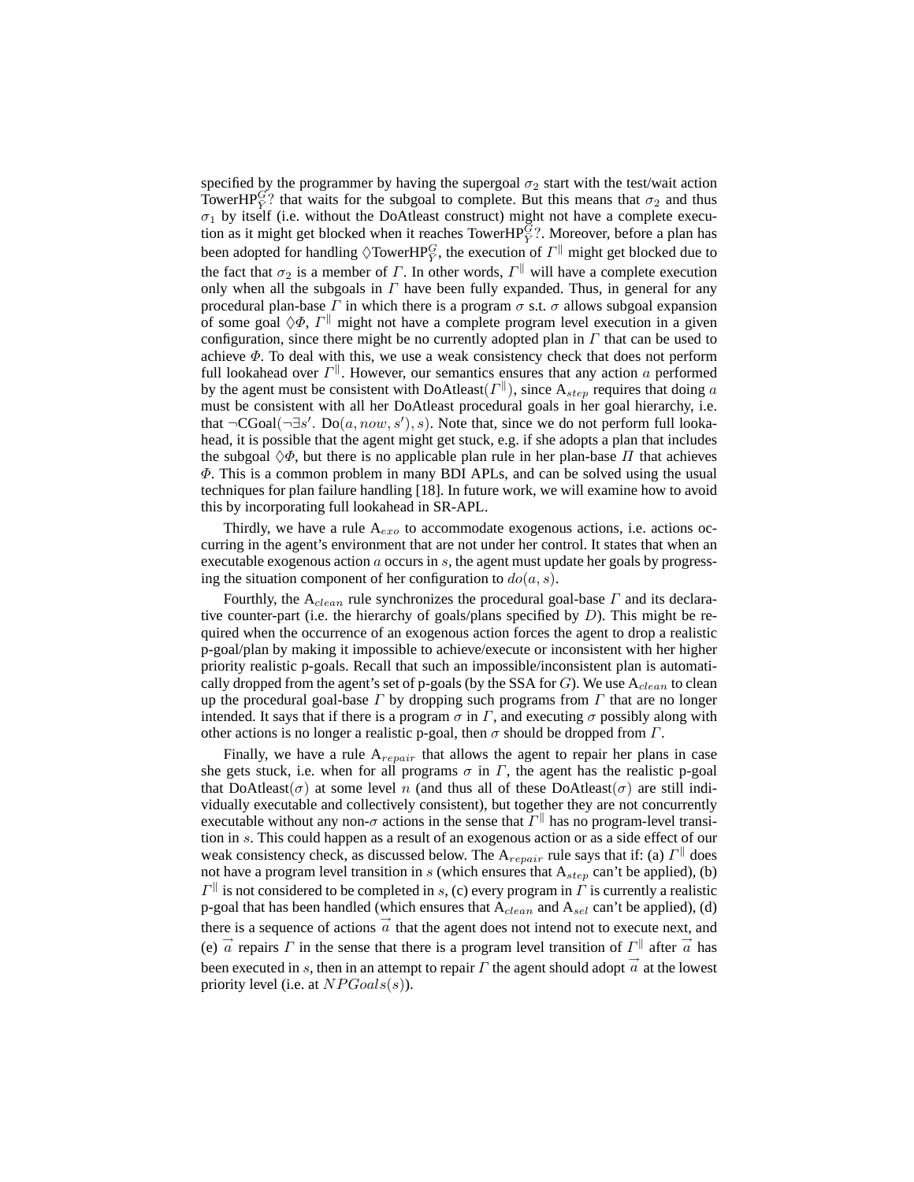specified by the programmer by having the supergoal $\sigma_2$ start with the test/wait action TowerHP$^G_Y$? that waits for the subgoal to complete. But this means that $\sigma_2$ and thus $\sigma_1$ by itself (i.e. without the DoAtleast construct) might not have a complete execution as it might get blocked when it reaches TowerHP$^G_Y$?. Moreover, before a plan has been adopted for handling $\Diamond$TowerHP$^G_Y$, the execution of $\Gamma^{\|}$ might get blocked due to the fact that $\sigma_2$ is a member of $\Gamma$. In other words, $\Gamma^{\|}$ will have a complete execution only when all the subgoals in $\Gamma$ have been fully expanded. Thus, in general for any procedural plan-base $\Gamma$ in which there is a program $\sigma$ s.t. $\sigma$ allows subgoal expansion of some goal $\Diamond\Phi$, $\Gamma^{\|}$ might not have a complete program level execution in a given configuration, since there might be no currently adopted plan in $\Gamma$ that can be used to achieve $\Phi$. To deal with this, we use a weak consistency check that does not perform full lookahead over $\Gamma^{\|}$. However, our semantics ensures that any action $a$ performed by the agent must be consistent with DoAtleast($\Gamma^{\|}$), since A$_{step}$ requires that doing $a$ must be consistent with all her DoAtleast procedural goals in her goal hierarchy, i.e. that $\neg$CGoal($\neg\exists s'$. Do($a, now, s'$), $s$). Note that, since we do not perform full lookahead, it is possible that the agent might get stuck, e.g. if she adopts a plan that includes the subgoal $\Diamond\Phi$, but there is no applicable plan rule in her plan-base $\Pi$ that achieves $\Phi$. This is a common problem in many BDI APLs, and can be solved using the usual techniques for plan failure handling [18]. In future work, we will examine how to avoid this by incorporating full lookahead in SR-APL.

Thirdly, we have a rule A$_{exo}$ to accommodate exogenous actions, i.e. actions occurring in the agent's environment that are not under her control. It states that when an executable exogenous action $a$ occurs in $s$, the agent must update her goals by progressing the situation component of her configuration to $do(a, s)$.

Fourthly, the A$_{clean}$ rule synchronizes the procedural goal-base $\Gamma$ and its declarative counter-part (i.e. the hierarchy of goals/plans specified by $D$). This might be required when the occurrence of an exogenous action forces the agent to drop a realistic p-goal/plan by making it impossible to achieve/execute or inconsistent with her higher priority realistic p-goals. Recall that such an impossible/inconsistent plan is automatically dropped from the agent's set of p-goals (by the SSA for $G$). We use A$_{clean}$ to clean up the procedural goal-base $\Gamma$ by dropping such programs from $\Gamma$ that are no longer intended. It says that if there is a program $\sigma$ in $\Gamma$, and executing $\sigma$ possibly along with other actions is no longer a realistic p-goal, then $\sigma$ should be dropped from $\Gamma$.

Finally, we have a rule A$_{repair}$ that allows the agent to repair her plans in case she gets stuck, i.e. when for all programs $\sigma$ in $\Gamma$, the agent has the realistic p-goal that DoAtleast($\sigma$) at some level $n$ (and thus all of these DoAtleast($\sigma$) are still individually executable and collectively consistent), but together they are not concurrently executable without any non-$\sigma$ actions in the sense that $\Gamma^{\|}$ has no program-level transition in $s$. This could happen as a result of an exogenous action or as a side effect of our weak consistency check, as discussed below. The A$_{repair}$ rule says that if: (a) $\Gamma^{\|}$ does not have a program level transition in $s$ (which ensures that A$_{step}$ can't be applied), (b) $\Gamma^{\|}$ is not considered to be completed in $s$, (c) every program in $\Gamma$ is currently a realistic p-goal that has been handled (which ensures that A$_{clean}$ and A$_{sel}$ can't be applied), (d) there is a sequence of actions $\vec{a}$ that the agent does not intend not to execute next, and (e) $\vec{a}$ repairs $\Gamma$ in the sense that there is a program level transition of $\Gamma^{\|}$ after $\vec{a}$ has been executed in $s$, then in an attempt to repair $\Gamma$ the agent should adopt $\vec{a}$ at the lowest priority level (i.e. at $NPGoals(s)$).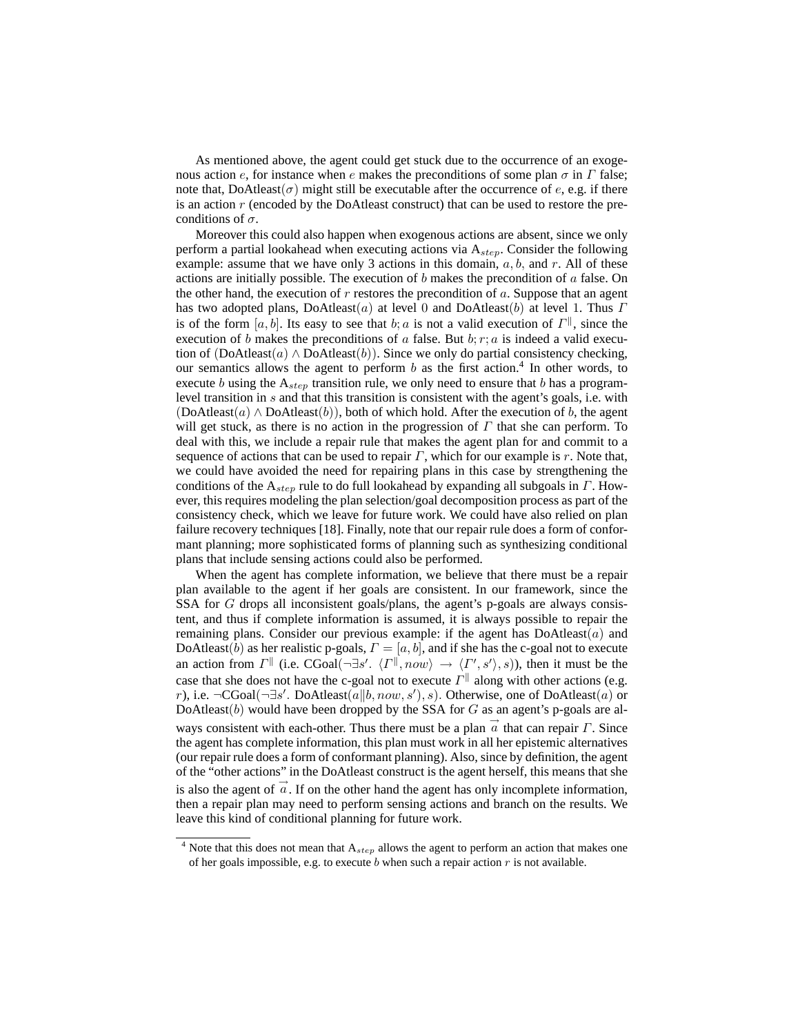As mentioned above, the agent could get stuck due to the occurrence of an exogenous action $e$, for instance when $e$ makes the preconditions of some plan $\sigma$ in $\Gamma$ false; note that, DoAtleast($\sigma$) might still be executable after the occurrence of $e$, e.g. if there is an action $r$ (encoded by the DoAtleast construct) that can be used to restore the preconditions of $\sigma$.

Moreover this could also happen when exogenous actions are absent, since we only perform a partial lookahead when executing actions via $A_{step}$. Consider the following example: assume that we have only 3 actions in this domain, $a, b$, and $r$. All of these actions are initially possible. The execution of $b$ makes the precondition of $a$ false. On the other hand, the execution of $r$ restores the precondition of $a$. Suppose that an agent has two adopted plans, DoAtleast($a$) at level $0$ and DoAtleast($b$) at level $1$. Thus $\Gamma$ is of the form $[a, b]$. Its easy to see that $b; a$ is not a valid execution of $\Gamma^{\|}$, since the execution of $b$ makes the preconditions of $a$ false. But $b; r; a$ is indeed a valid execution of (DoAtleast($a$) $\wedge$ DoAtleast($b$)). Since we only do partial consistency checking, our semantics allows the agent to perform $b$ as the first action.[4] In other words, to execute $b$ using the $A_{step}$ transition rule, we only need to ensure that $b$ has a program-level transition in $s$ and that this transition is consistent with the agent's goals, i.e. with (DoAtleast($a$) $\wedge$ DoAtleast($b$)), both of which hold. After the execution of $b$, the agent will get stuck, as there is no action in the progression of $\Gamma$ that she can perform. To deal with this, we include a repair rule that makes the agent plan for and commit to a sequence of actions that can be used to repair $\Gamma$, which for our example is $r$. Note that, we could have avoided the need for repairing plans in this case by strengthening the conditions of the $A_{step}$ rule to do full lookahead by expanding all subgoals in $\Gamma$. However, this requires modeling the plan selection/goal decomposition process as part of the consistency check, which we leave for future work. We could have also relied on plan failure recovery techniques [18]. Finally, note that our repair rule does a form of conformant planning; more sophisticated forms of planning such as synthesizing conditional plans that include sensing actions could also be performed.

When the agent has complete information, we believe that there must be a repair plan available to the agent if her goals are consistent. In our framework, since the SSA for $G$ drops all inconsistent goals/plans, the agent's p-goals are always consistent, and thus if complete information is assumed, it is always possible to repair the remaining plans. Consider our previous example: if the agent has DoAtleast($a$) and DoAtleast($b$) as her realistic p-goals, $\Gamma = [a, b]$, and if she has the c-goal not to execute an action from $\Gamma^{\|}$ (i.e. CGoal($\neg\exists s'.\ \langle \Gamma^{\|}, now\rangle \rightarrow \langle \Gamma', s'\rangle, s$)), then it must be the case that she does not have the c-goal not to execute $\Gamma^{\|}$ along with other actions (e.g. $r$), i.e. $\neg$CGoal($\neg\exists s'.$ DoAtleast($a\|b, now, s'$)$, s$). Otherwise, one of DoAtleast($a$) or DoAtleast($b$) would have been dropped by the SSA for $G$ as an agent's p-goals are always consistent with each-other. Thus there must be a plan $\vec{a}$ that can repair $\Gamma$. Since the agent has complete information, this plan must work in all her epistemic alternatives (our repair rule does a form of conformant planning). Also, since by definition, the agent of the "other actions" in the DoAtleast construct is the agent herself, this means that she is also the agent of $\vec{a}$. If on the other hand the agent has only incomplete information, then a repair plan may need to perform sensing actions and branch on the results. We leave this kind of conditional planning for future work.

[4] Note that this does not mean that $A_{step}$ allows the agent to perform an action that makes one of her goals impossible, e.g. to execute $b$ when such a repair action $r$ is not available.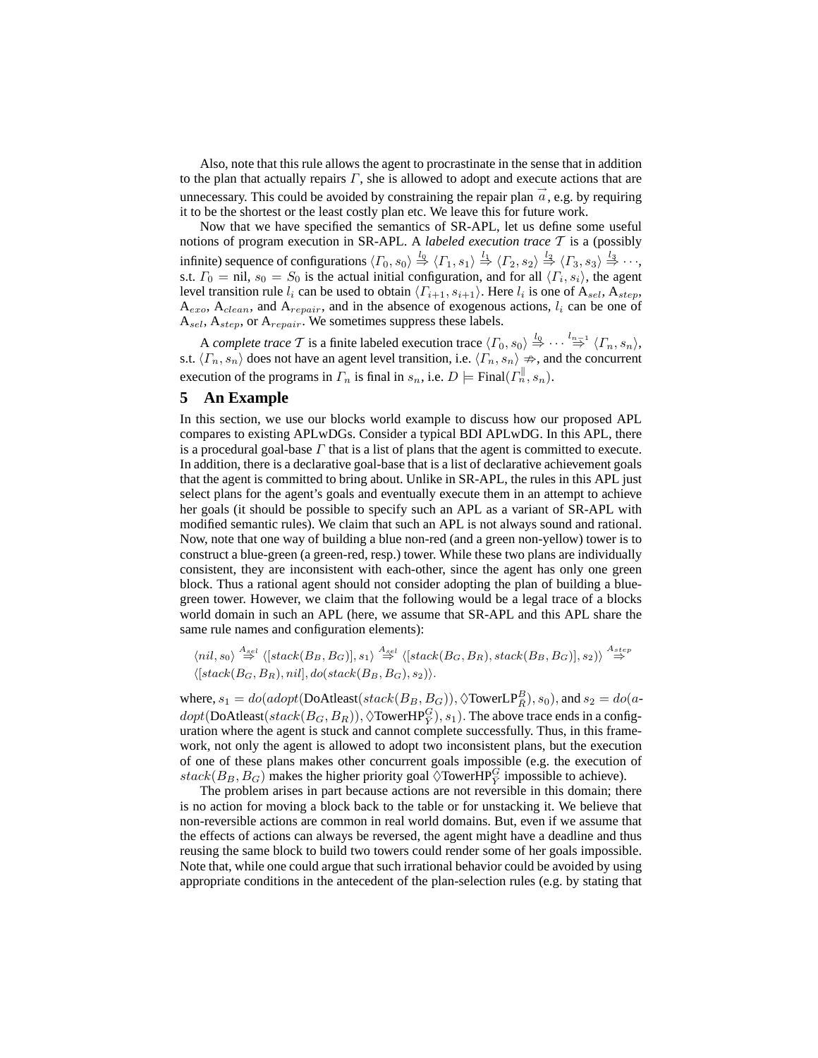Also, note that this rule allows the agent to procrastinate in the sense that in addition to the plan that actually repairs $\Gamma$, she is allowed to adopt and execute actions that are unnecessary. This could be avoided by constraining the repair plan $\vec{a}$, e.g. by requiring it to be the shortest or the least costly plan etc. We leave this for future work.

Now that we have specified the semantics of SR-APL, let us define some useful notions of program execution in SR-APL. A *labeled execution trace* $\mathcal{T}$ is a (possibly infinite) sequence of configurations $\langle \Gamma_0, s_0 \rangle \overset{l_0}{\Rightarrow} \langle \Gamma_1, s_1 \rangle \overset{l_1}{\Rightarrow} \langle \Gamma_2, s_2 \rangle \overset{l_2}{\Rightarrow} \langle \Gamma_3, s_3 \rangle \overset{l_3}{\Rightarrow} \cdots$, s.t. $\Gamma_0 = \text{nil}$, $s_0 = S_0$ is the actual initial configuration, and for all $\langle \Gamma_i, s_i \rangle$, the agent level transition rule $l_i$ can be used to obtain $\langle \Gamma_{i+1}, s_{i+1} \rangle$. Here $l_i$ is one of $\text{A}_{sel}$, $\text{A}_{step}$, $\text{A}_{exo}$, $\text{A}_{clean}$, and $\text{A}_{repair}$, and in the absence of exogenous actions, $l_i$ can be one of $\text{A}_{sel}$, $\text{A}_{step}$, or $\text{A}_{repair}$. We sometimes suppress these labels.

A *complete trace* $\mathcal{T}$ is a finite labeled execution trace $\langle \Gamma_0, s_0 \rangle \overset{l_0}{\Rightarrow} \cdots \overset{l_{n-1}}{\Rightarrow} \langle \Gamma_n, s_n \rangle$, s.t. $\langle \Gamma_n, s_n \rangle$ does not have an agent level transition, i.e. $\langle \Gamma_n, s_n \rangle \not\Rightarrow$, and the concurrent execution of the programs in $\Gamma_n$ is final in $s_n$, i.e. $D \models \text{Final}(\Gamma_n^{\|}, s_n)$.

## 5 An Example

In this section, we use our blocks world example to discuss how our proposed APL compares to existing APLwDGs. Consider a typical BDI APLwDG. In this APL, there is a procedural goal-base $\Gamma$ that is a list of plans that the agent is committed to execute. In addition, there is a declarative goal-base that is a list of declarative achievement goals that the agent is committed to bring about. Unlike in SR-APL, the rules in this APL just select plans for the agent's goals and eventually execute them in an attempt to achieve her goals (it should be possible to specify such an APL as a variant of SR-APL with modified semantic rules). We claim that such an APL is not always sound and rational. Now, note that one way of building a blue non-red (and a green non-yellow) tower is to construct a blue-green (a green-red, resp.) tower. While these two plans are individually consistent, they are inconsistent with each-other, since the agent has only one green block. Thus a rational agent should not consider adopting the plan of building a blue-green tower. However, we claim that the following would be a legal trace of a blocks world domain in such an APL (here, we assume that SR-APL and this APL share the same rule names and configuration elements):

$$\langle nil, s_0 \rangle \overset{A_{sel}}{\Rightarrow} \langle [stack(B_B, B_G)], s_1 \rangle \overset{A_{sel}}{\Rightarrow} \langle [stack(B_G, B_R), stack(B_B, B_G)], s_2 \rangle \overset{A_{step}}{\Rightarrow}$$
$$\langle [stack(B_G, B_R), nil], do(stack(B_B, B_G), s_2) \rangle.$$

where, $s_1 = do(adopt(\text{DoAtleast}(stack(B_B, B_G)), \Diamond\text{TowerLP}_{R}^{B}), s_0)$, and $s_2 = do(adopt(\text{DoAtleast}(stack(B_G, B_R)), \Diamond\text{TowerHP}_{Y}^{G}), s_1)$. The above trace ends in a configuration where the agent is stuck and cannot complete successfully. Thus, in this framework, not only the agent is allowed to adopt two inconsistent plans, but the execution of one of these plans makes other concurrent goals impossible (e.g. the execution of $stack(B_B, B_G)$ makes the higher priority goal $\Diamond\text{TowerHP}_{Y}^{G}$ impossible to achieve).

The problem arises in part because actions are not reversible in this domain; there is no action for moving a block back to the table or for unstacking it. We believe that non-reversible actions are common in real world domains. But, even if we assume that the effects of actions can always be reversed, the agent might have a deadline and thus reusing the same block to build two towers could render some of her goals impossible. Note that, while one could argue that such irrational behavior could be avoided by using appropriate conditions in the antecedent of the plan-selection rules (e.g. by stating that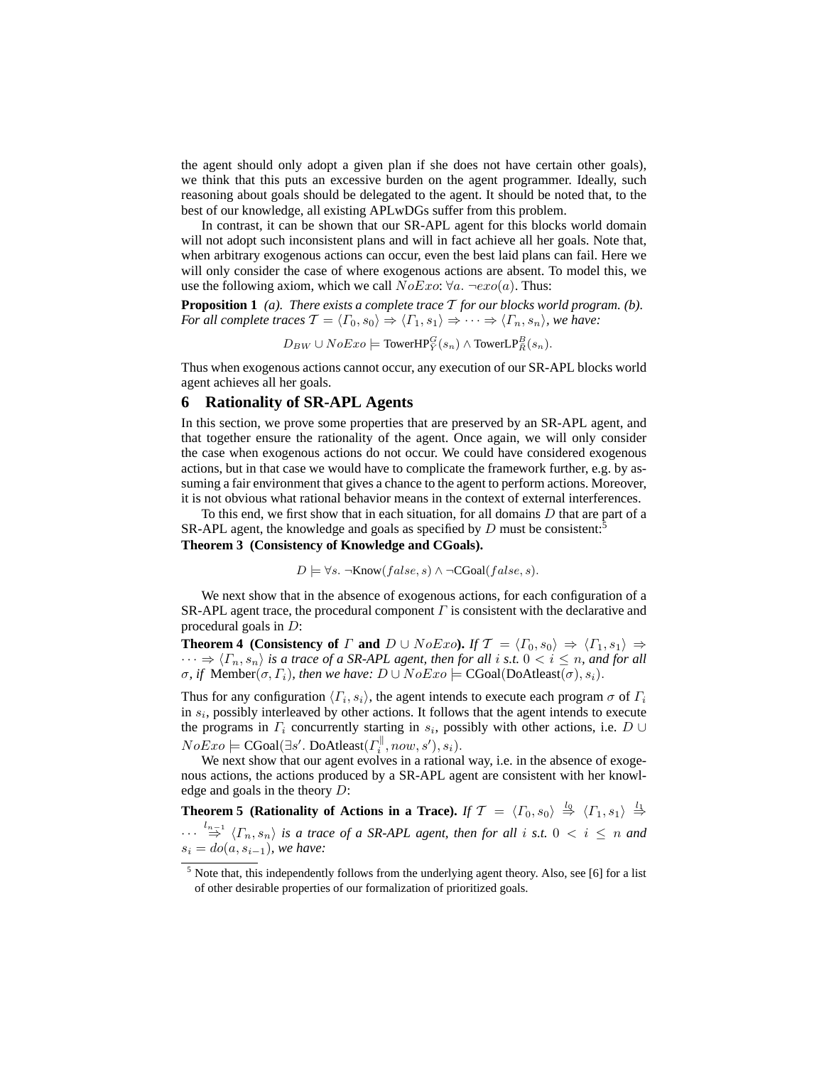the agent should only adopt a given plan if she does not have certain other goals), we think that this puts an excessive burden on the agent programmer. Ideally, such reasoning about goals should be delegated to the agent. It should be noted that, to the best of our knowledge, all existing APLwDGs suffer from this problem.

In contrast, it can be shown that our SR-APL agent for this blocks world domain will not adopt such inconsistent plans and will in fact achieve all her goals. Note that, when arbitrary exogenous actions can occur, even the best laid plans can fail. Here we will only consider the case of where exogenous actions are absent. To model this, we use the following axiom, which we call $NoExo$: $\forall a.\ \neg exo(a)$. Thus:

**Proposition 1** *(a). There exists a complete trace $\mathcal{T}$ for our blocks world program. (b). For all complete traces $\mathcal{T} = \langle \Gamma_0, s_0 \rangle \Rightarrow \langle \Gamma_1, s_1 \rangle \Rightarrow \cdots \Rightarrow \langle \Gamma_n, s_n \rangle$, we have:*

$$D_{BW} \cup NoExo \models \text{TowerHP}^G_Y(s_n) \wedge \text{TowerLP}^B_R(s_n).$$

Thus when exogenous actions cannot occur, any execution of our SR-APL blocks world agent achieves all her goals.

## 6 Rationality of SR-APL Agents

In this section, we prove some properties that are preserved by an SR-APL agent, and that together ensure the rationality of the agent. Once again, we will only consider the case when exogenous actions do not occur. We could have considered exogenous actions, but in that case we would have to complicate the framework further, e.g. by assuming a fair environment that gives a chance to the agent to perform actions. Moreover, it is not obvious what rational behavior means in the context of external interferences.

To this end, we first show that in each situation, for all domains $D$ that are part of a SR-APL agent, the knowledge and goals as specified by $D$ must be consistent:[5]

**Theorem 3 (Consistency of Knowledge and CGoals).**

$$D \models \forall s.\ \neg\text{Know}(false, s) \wedge \neg\text{CGoal}(false, s).$$

We next show that in the absence of exogenous actions, for each configuration of a SR-APL agent trace, the procedural component $\Gamma$ is consistent with the declarative and procedural goals in $D$:

**Theorem 4 (Consistency of $\Gamma$ and $D \cup NoExo$).** *If $\mathcal{T} = \langle \Gamma_0, s_0 \rangle \Rightarrow \langle \Gamma_1, s_1 \rangle \Rightarrow \cdots \Rightarrow \langle \Gamma_n, s_n \rangle$ is a trace of a SR-APL agent, then for all $i$ s.t. $0 < i \leq n$, and for all $\sigma$, if $\text{Member}(\sigma, \Gamma_i)$, then we have: $D \cup NoExo \models \text{CGoal}(\text{DoAtleast}(\sigma), s_i)$.*

Thus for any configuration $\langle \Gamma_i, s_i \rangle$, the agent intends to execute each program $\sigma$ of $\Gamma_i$ in $s_i$, possibly interleaved by other actions. It follows that the agent intends to execute the programs in $\Gamma_i$ concurrently starting in $s_i$, possibly with other actions, i.e. $D \cup NoExo \models \text{CGoal}(\exists s'.\ \text{DoAtleast}(\Gamma_i^{\|}, now, s'), s_i)$.

We next show that our agent evolves in a rational way, i.e. in the absence of exogenous actions, the actions produced by a SR-APL agent are consistent with her knowledge and goals in the theory $D$:

**Theorem 5 (Rationality of Actions in a Trace).** *If $\mathcal{T} = \langle \Gamma_0, s_0 \rangle \overset{l_0}{\Rightarrow} \langle \Gamma_1, s_1 \rangle \overset{l_1}{\Rightarrow} \cdots \overset{l_{n-1}}{\Rightarrow} \langle \Gamma_n, s_n \rangle$ is a trace of a SR-APL agent, then for all $i$ s.t. $0 < i \leq n$ and $s_i = do(a, s_{i-1})$, we have:*

[5] Note that, this independently follows from the underlying agent theory. Also, see [6] for a list of other desirable properties of our formalization of prioritized goals.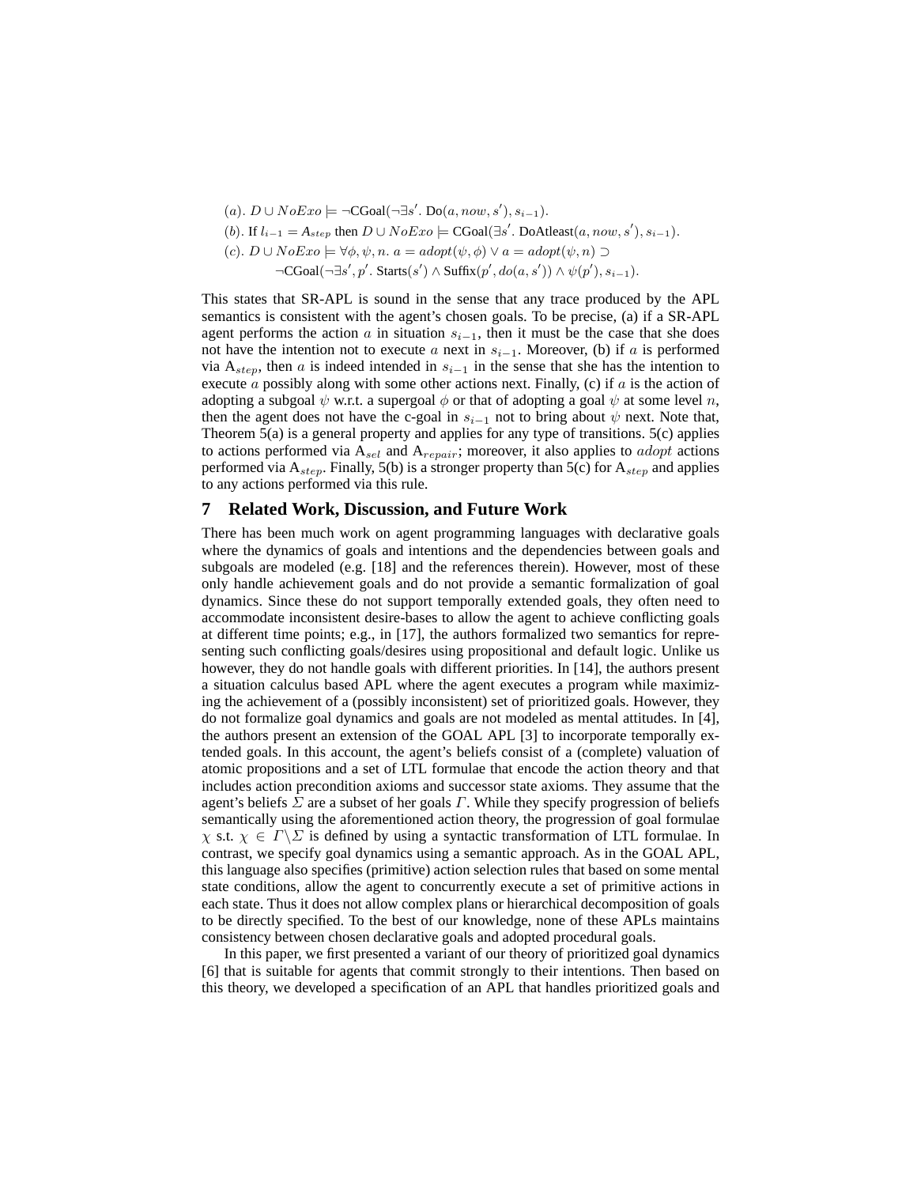$(a)$. $D \cup NoExo \models \neg\text{CGoal}(\neg\exists s'.\ \text{Do}(a, now, s'), s_{i-1})$.

$(b)$. If $l_{i-1} = A_{step}$ then $D \cup NoExo \models \text{CGoal}(\exists s'.\ \text{DoAtleast}(a, now, s'), s_{i-1})$.

$(c)$. $D \cup NoExo \models \forall \phi, \psi, n.\ a = adopt(\psi, \phi) \vee a = adopt(\psi, n) \supset$
$\quad\quad \neg\text{CGoal}(\neg\exists s', p'.\ \text{Starts}(s') \wedge \text{Suffix}(p', do(a, s')) \wedge \psi(p'), s_{i-1})$.

This states that SR-APL is sound in the sense that any trace produced by the APL semantics is consistent with the agent's chosen goals. To be precise, (a) if a SR-APL agent performs the action $a$ in situation $s_{i-1}$, then it must be the case that she does not have the intention not to execute $a$ next in $s_{i-1}$. Moreover, (b) if $a$ is performed via $\text{A}_{step}$, then $a$ is indeed intended in $s_{i-1}$ in the sense that she has the intention to execute $a$ possibly along with some other actions next. Finally, (c) if $a$ is the action of adopting a subgoal $\psi$ w.r.t. a supergoal $\phi$ or that of adopting a goal $\psi$ at some level $n$, then the agent does not have the c-goal in $s_{i-1}$ not to bring about $\psi$ next. Note that, Theorem 5(a) is a general property and applies for any type of transitions. 5(c) applies to actions performed via $\text{A}_{sel}$ and $\text{A}_{repair}$; moreover, it also applies to $adopt$ actions performed via $\text{A}_{step}$. Finally, 5(b) is a stronger property than 5(c) for $\text{A}_{step}$ and applies to any actions performed via this rule.

## 7 Related Work, Discussion, and Future Work

There has been much work on agent programming languages with declarative goals where the dynamics of goals and intentions and the dependencies between goals and subgoals are modeled (e.g. [18] and the references therein). However, most of these only handle achievement goals and do not provide a semantic formalization of goal dynamics. Since these do not support temporally extended goals, they often need to accommodate inconsistent desire-bases to allow the agent to achieve conflicting goals at different time points; e.g., in [17], the authors formalized two semantics for representing such conflicting goals/desires using propositional and default logic. Unlike us however, they do not handle goals with different priorities. In [14], the authors present a situation calculus based APL where the agent executes a program while maximizing the achievement of a (possibly inconsistent) set of prioritized goals. However, they do not formalize goal dynamics and goals are not modeled as mental attitudes. In [4], the authors present an extension of the GOAL APL [3] to incorporate temporally extended goals. In this account, the agent's beliefs consist of a (complete) valuation of atomic propositions and a set of LTL formulae that encode the action theory and that includes action precondition axioms and successor state axioms. They assume that the agent's beliefs $\Sigma$ are a subset of her goals $\Gamma$. While they specify progression of beliefs semantically using the aforementioned action theory, the progression of goal formulae $\chi$ s.t. $\chi \in \Gamma \backslash \Sigma$ is defined by using a syntactic transformation of LTL formulae. In contrast, we specify goal dynamics using a semantic approach. As in the GOAL APL, this language also specifies (primitive) action selection rules that based on some mental state conditions, allow the agent to concurrently execute a set of primitive actions in each state. Thus it does not allow complex plans or hierarchical decomposition of goals to be directly specified. To the best of our knowledge, none of these APLs maintains consistency between chosen declarative goals and adopted procedural goals.

In this paper, we first presented a variant of our theory of prioritized goal dynamics [6] that is suitable for agents that commit strongly to their intentions. Then based on this theory, we developed a specification of an APL that handles prioritized goals and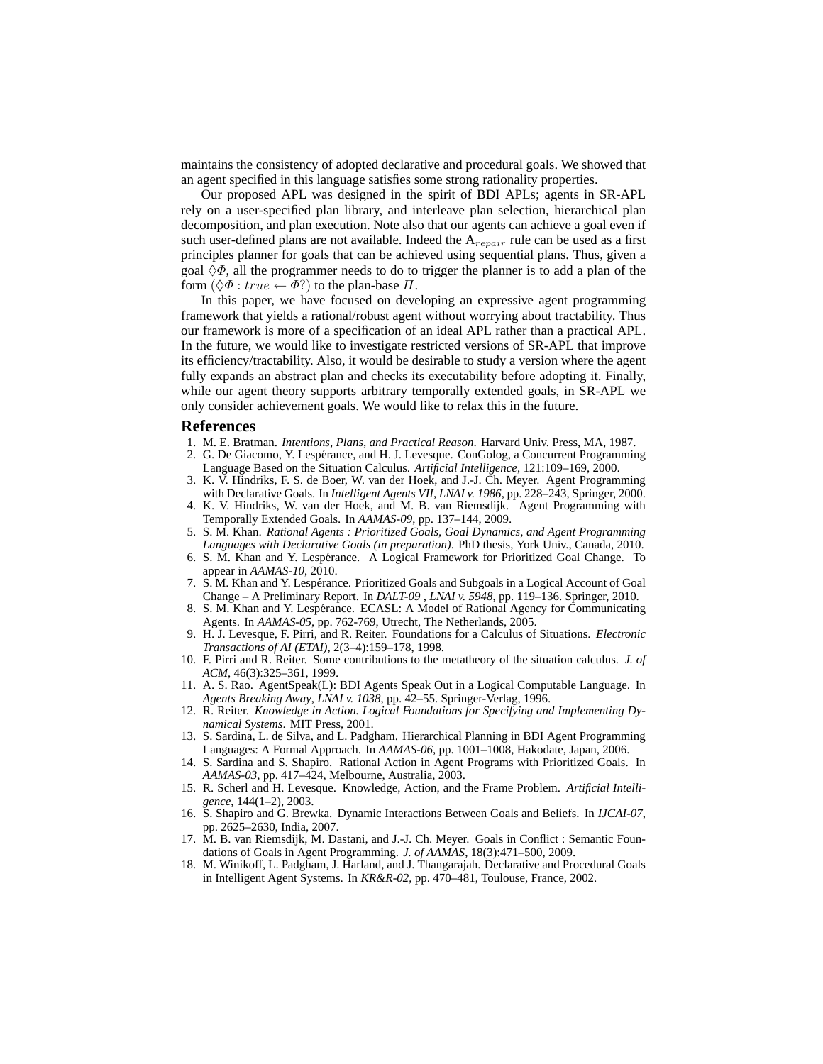maintains the consistency of adopted declarative and procedural goals. We showed that an agent specified in this language satisfies some strong rationality properties.

Our proposed APL was designed in the spirit of BDI APLs; agents in SR-APL rely on a user-specified plan library, and interleave plan selection, hierarchical plan decomposition, and plan execution. Note also that our agents can achieve a goal even if such user-defined plans are not available. Indeed the $A_{repair}$ rule can be used as a first principles planner for goals that can be achieved using sequential plans. Thus, given a goal $\Diamond\Phi$, all the programmer needs to do to trigger the planner is to add a plan of the form $(\Diamond\Phi : true \leftarrow \Phi?)$ to the plan-base $\Pi$.

In this paper, we have focused on developing an expressive agent programming framework that yields a rational/robust agent without worrying about tractability. Thus our framework is more of a specification of an ideal APL rather than a practical APL. In the future, we would like to investigate restricted versions of SR-APL that improve its efficiency/tractability. Also, it would be desirable to study a version where the agent fully expands an abstract plan and checks its executability before adopting it. Finally, while our agent theory supports arbitrary temporally extended goals, in SR-APL we only consider achievement goals. We would like to relax this in the future.

## References

1. M. E. Bratman. *Intentions, Plans, and Practical Reason*. Harvard Univ. Press, MA, 1987.
2. G. De Giacomo, Y. Lespérance, and H. J. Levesque. ConGolog, a Concurrent Programming Language Based on the Situation Calculus. *Artificial Intelligence*, 121:109–169, 2000.
3. K. V. Hindriks, F. S. de Boer, W. van der Hoek, and J.-J. Ch. Meyer. Agent Programming with Declarative Goals. In *Intelligent Agents VII, LNAI v. 1986*, pp. 228–243, Springer, 2000.
4. K. V. Hindriks, W. van der Hoek, and M. B. van Riemsdijk. Agent Programming with Temporally Extended Goals. In *AAMAS-09*, pp. 137–144, 2009.
5. S. M. Khan. *Rational Agents : Prioritized Goals, Goal Dynamics, and Agent Programming Languages with Declarative Goals (in preparation)*. PhD thesis, York Univ., Canada, 2010.
6. S. M. Khan and Y. Lespérance. A Logical Framework for Prioritized Goal Change. To appear in *AAMAS-10*, 2010.
7. S. M. Khan and Y. Lespérance. Prioritized Goals and Subgoals in a Logical Account of Goal Change – A Preliminary Report. In *DALT-09 , LNAI v. 5948*, pp. 119–136. Springer, 2010.
8. S. M. Khan and Y. Lespérance. ECASL: A Model of Rational Agency for Communicating Agents. In *AAMAS-05*, pp. 762-769, Utrecht, The Netherlands, 2005.
9. H. J. Levesque, F. Pirri, and R. Reiter. Foundations for a Calculus of Situations. *Electronic Transactions of AI (ETAI)*, 2(3–4):159–178, 1998.
10. F. Pirri and R. Reiter. Some contributions to the metatheory of the situation calculus. *J. of ACM*, 46(3):325–361, 1999.
11. A. S. Rao. AgentSpeak(L): BDI Agents Speak Out in a Logical Computable Language. In *Agents Breaking Away, LNAI v. 1038*, pp. 42–55. Springer-Verlag, 1996.
12. R. Reiter. *Knowledge in Action. Logical Foundations for Specifying and Implementing Dynamical Systems*. MIT Press, 2001.
13. S. Sardina, L. de Silva, and L. Padgham. Hierarchical Planning in BDI Agent Programming Languages: A Formal Approach. In *AAMAS-06*, pp. 1001–1008, Hakodate, Japan, 2006.
14. S. Sardina and S. Shapiro. Rational Action in Agent Programs with Prioritized Goals. In *AAMAS-03*, pp. 417–424, Melbourne, Australia, 2003.
15. R. Scherl and H. Levesque. Knowledge, Action, and the Frame Problem. *Artificial Intelligence*, 144(1–2), 2003.
16. S. Shapiro and G. Brewka. Dynamic Interactions Between Goals and Beliefs. In *IJCAI-07*, pp. 2625–2630, India, 2007.
17. M. B. van Riemsdijk, M. Dastani, and J.-J. Ch. Meyer. Goals in Conflict : Semantic Foundations of Goals in Agent Programming. *J. of AAMAS*, 18(3):471–500, 2009.
18. M. Winikoff, L. Padgham, J. Harland, and J. Thangarajah. Declarative and Procedural Goals in Intelligent Agent Systems. In *KR&R-02*, pp. 470–481, Toulouse, France, 2002.